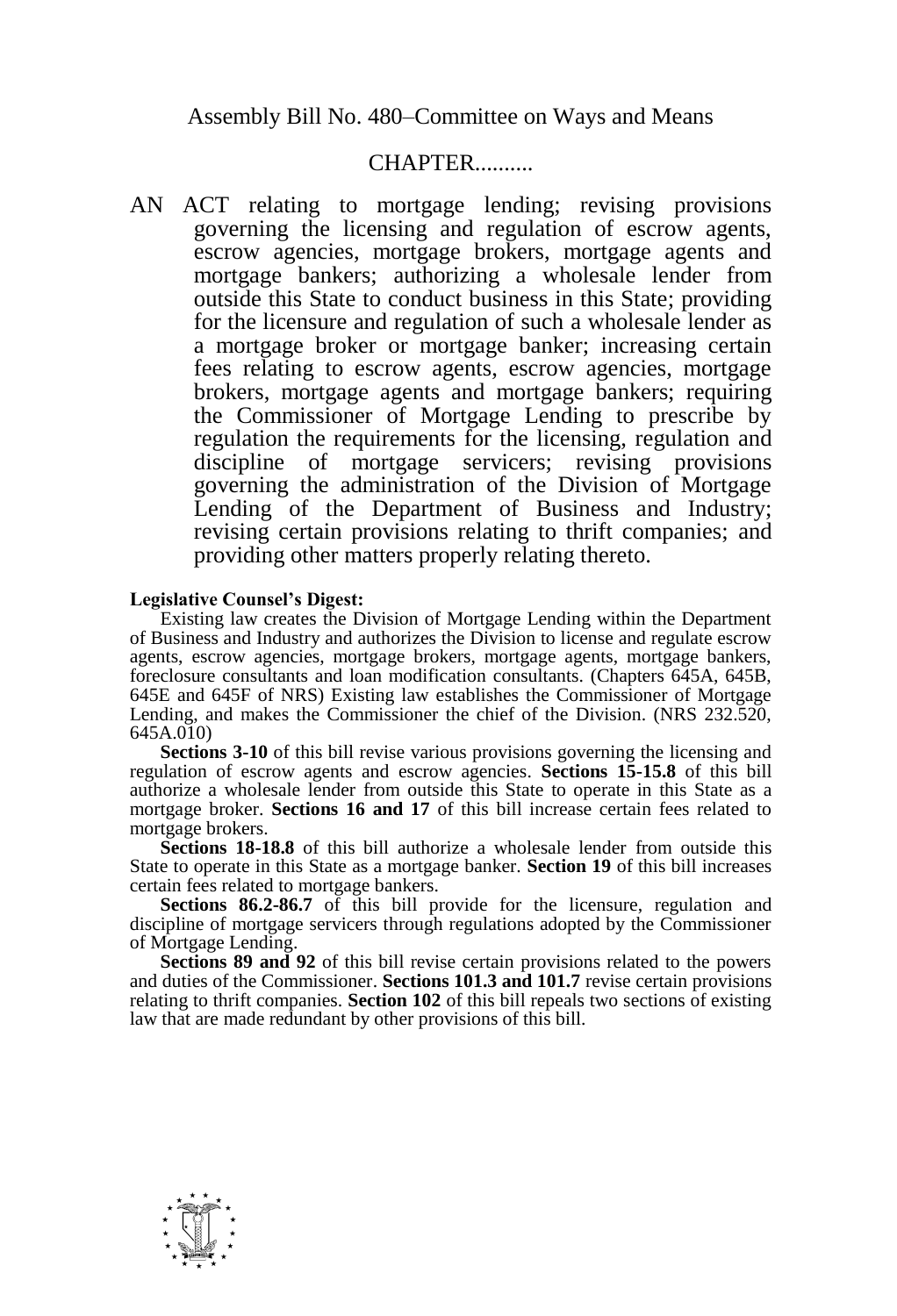Assembly Bill No. 480–Committee on Ways and Means

CHAPTER..........

AN ACT relating to mortgage lending; revising provisions governing the licensing and regulation of escrow agents, escrow agencies, mortgage brokers, mortgage agents and mortgage bankers; authorizing a wholesale lender from outside this State to conduct business in this State; providing for the licensure and regulation of such a wholesale lender as a mortgage broker or mortgage banker; increasing certain fees relating to escrow agents, escrow agencies, mortgage brokers, mortgage agents and mortgage bankers; requiring the Commissioner of Mortgage Lending to prescribe by regulation the requirements for the licensing, regulation and discipline of mortgage servicers; revising provisions governing the administration of the Division of Mortgage Lending of the Department of Business and Industry; revising certain provisions relating to thrift companies; and providing other matters properly relating thereto.

**Legislative Counsel's Digest:**

Existing law creates the Division of Mortgage Lending within the Department of Business and Industry and authorizes the Division to license and regulate escrow agents, escrow agencies, mortgage brokers, mortgage agents, mortgage bankers, foreclosure consultants and loan modification consultants. (Chapters 645A, 645B, 645E and 645F of NRS) Existing law establishes the Commissioner of Mortgage Lending, and makes the Commissioner the chief of the Division. (NRS 232.520, 645A.010)

**Sections 3-10** of this bill revise various provisions governing the licensing and regulation of escrow agents and escrow agencies. **Sections 15-15.8** of this bill authorize a wholesale lender from outside this State to operate in this State as a mortgage broker. **Sections 16 and 17** of this bill increase certain fees related to mortgage brokers.

**Sections 18-18.8** of this bill authorize a wholesale lender from outside this State to operate in this State as a mortgage banker. **Section 19** of this bill increases certain fees related to mortgage bankers.

**Sections 86.2-86.7** of this bill provide for the licensure, regulation and discipline of mortgage servicers through regulations adopted by the Commissioner of Mortgage Lending.

**Sections 89 and 92** of this bill revise certain provisions related to the powers and duties of the Commissioner. **Sections 101.3 and 101.7** revise certain provisions relating to thrift companies. **Section 102** of this bill repeals two sections of existing law that are made redundant by other provisions of this bill.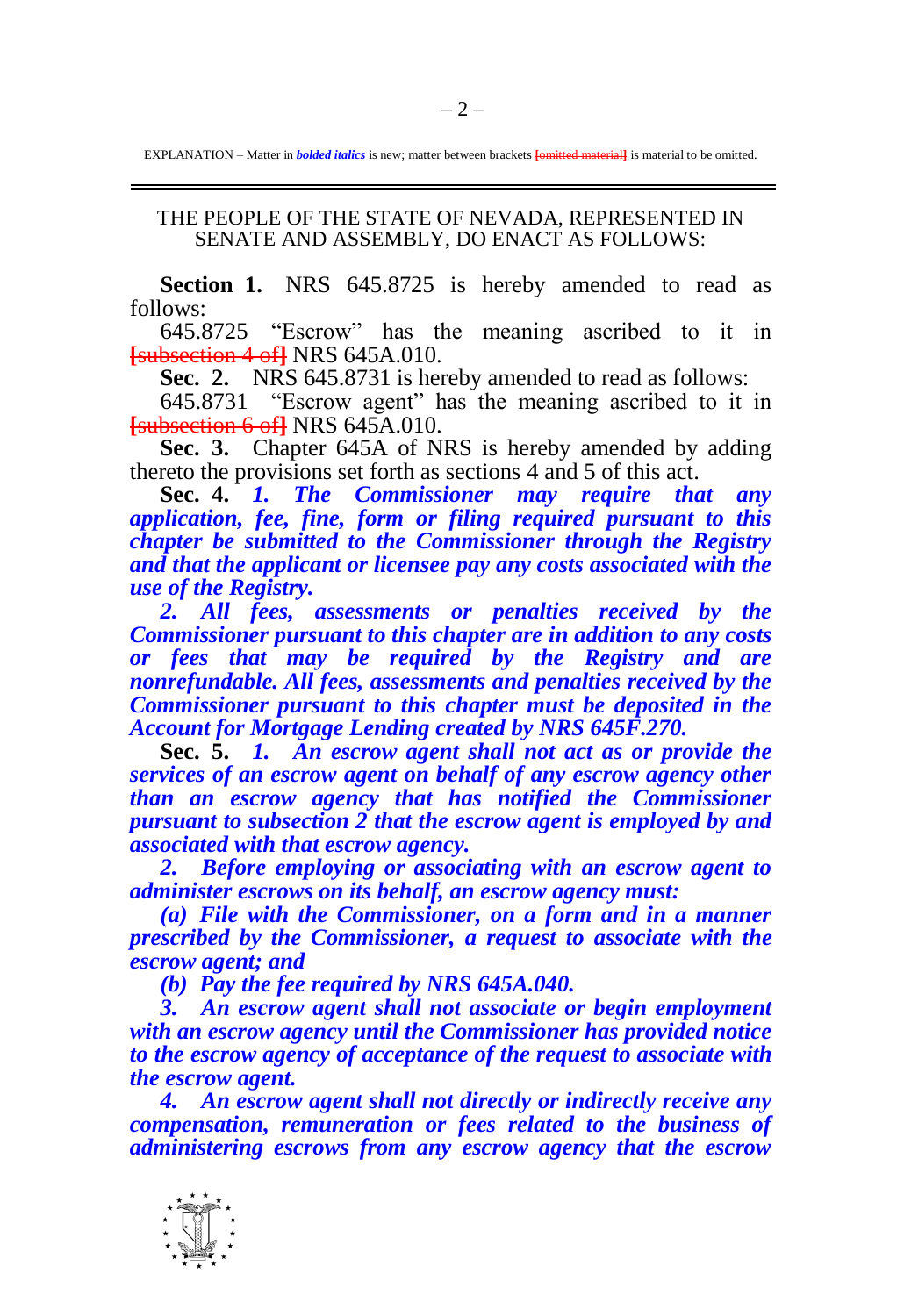EXPLANATION – Matter in ***bolded italics*** is new; matter between brackets [~~omitted material~~] is material to be omitted.

THE PEOPLE OF THE STATE OF NEVADA, REPRESENTED IN SENATE AND ASSEMBLY, DO ENACT AS FOLLOWS:

**Section 1.** NRS 645.8725 is hereby amended to read as follows:

645.8725 "Escrow" has the meaning ascribed to it in [~~subsection 4 of~~] NRS 645A.010.

**Sec. 2.** NRS 645.8731 is hereby amended to read as follows:

645.8731 "Escrow agent" has the meaning ascribed to it in [~~subsection 6 of~~] NRS 645A.010.

**Sec. 3.** Chapter 645A of NRS is hereby amended by adding thereto the provisions set forth as sections 4 and 5 of this act.

**Sec. 4.** ***1. The Commissioner may require that any application, fee, fine, form or filing required pursuant to this chapter be submitted to the Commissioner through the Registry and that the applicant or licensee pay any costs associated with the use of the Registry.***

***2. All fees, assessments or penalties received by the Commissioner pursuant to this chapter are in addition to any costs or fees that may be required by the Registry and are nonrefundable. All fees, assessments and penalties received by the Commissioner pursuant to this chapter must be deposited in the Account for Mortgage Lending created by NRS 645F.270.***

**Sec. 5.** ***1. An escrow agent shall not act as or provide the services of an escrow agent on behalf of any escrow agency other than an escrow agency that has notified the Commissioner pursuant to subsection 2 that the escrow agent is employed by and associated with that escrow agency.***

***2. Before employing or associating with an escrow agent to administer escrows on its behalf, an escrow agency must:***

***(a) File with the Commissioner, on a form and in a manner prescribed by the Commissioner, a request to associate with the escrow agent; and***

***(b) Pay the fee required by NRS 645A.040.***

***3. An escrow agent shall not associate or begin employment with an escrow agency until the Commissioner has provided notice to the escrow agency of acceptance of the request to associate with the escrow agent.***

***4. An escrow agent shall not directly or indirectly receive any compensation, remuneration or fees related to the business of administering escrows from any escrow agency that the escrow***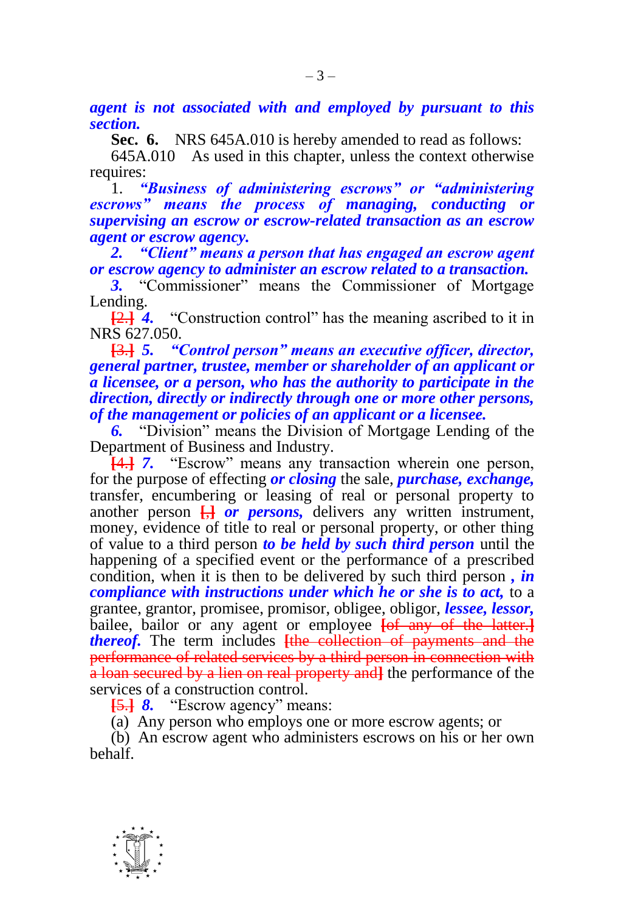***agent is not associated with and employed by pursuant to this section.***

**Sec. 6.** NRS 645A.010 is hereby amended to read as follows:

645A.010 As used in this chapter, unless the context otherwise requires:

1. ***"Business of administering escrows" or "administering escrows" means the process of managing, conducting or supervising an escrow or escrow-related transaction as an escrow agent or escrow agency.***

***2. "Client" means a person that has engaged an escrow agent or escrow agency to administer an escrow related to a transaction.***

***3.*** "Commissioner" means the Commissioner of Mortgage Lending.

[2.] ***4.*** "Construction control" has the meaning ascribed to it in NRS 627.050.

[3.] ***5. "Control person" means an executive officer, director, general partner, trustee, member or shareholder of an applicant or a licensee, or a person, who has the authority to participate in the direction, directly or indirectly through one or more other persons, of the management or policies of an applicant or a licensee.***

***6.*** "Division" means the Division of Mortgage Lending of the Department of Business and Industry.

[4.] ***7.*** "Escrow" means any transaction wherein one person, for the purpose of effecting ***or closing*** the sale, ***purchase, exchange,*** transfer, encumbering or leasing of real or personal property to another person [,] ***or persons,*** delivers any written instrument, money, evidence of title to real or personal property, or other thing of value to a third person ***to be held by such third person*** until the happening of a specified event or the performance of a prescribed condition, when it is then to be delivered by such third person ***, in compliance with instructions under which he or she is to act,*** to a grantee, grantor, promisee, promisor, obligee, obligor, ***lessee, lessor,*** bailee, bailor or any agent or employee [of any of the latter.] ***thereof.*** The term includes [the collection of payments and the performance of related services by a third person in connection with a loan secured by a lien on real property and] the performance of the services of a construction control.

[5.] ***8.*** "Escrow agency" means:

(a) Any person who employs one or more escrow agents; or

(b) An escrow agent who administers escrows on his or her own behalf.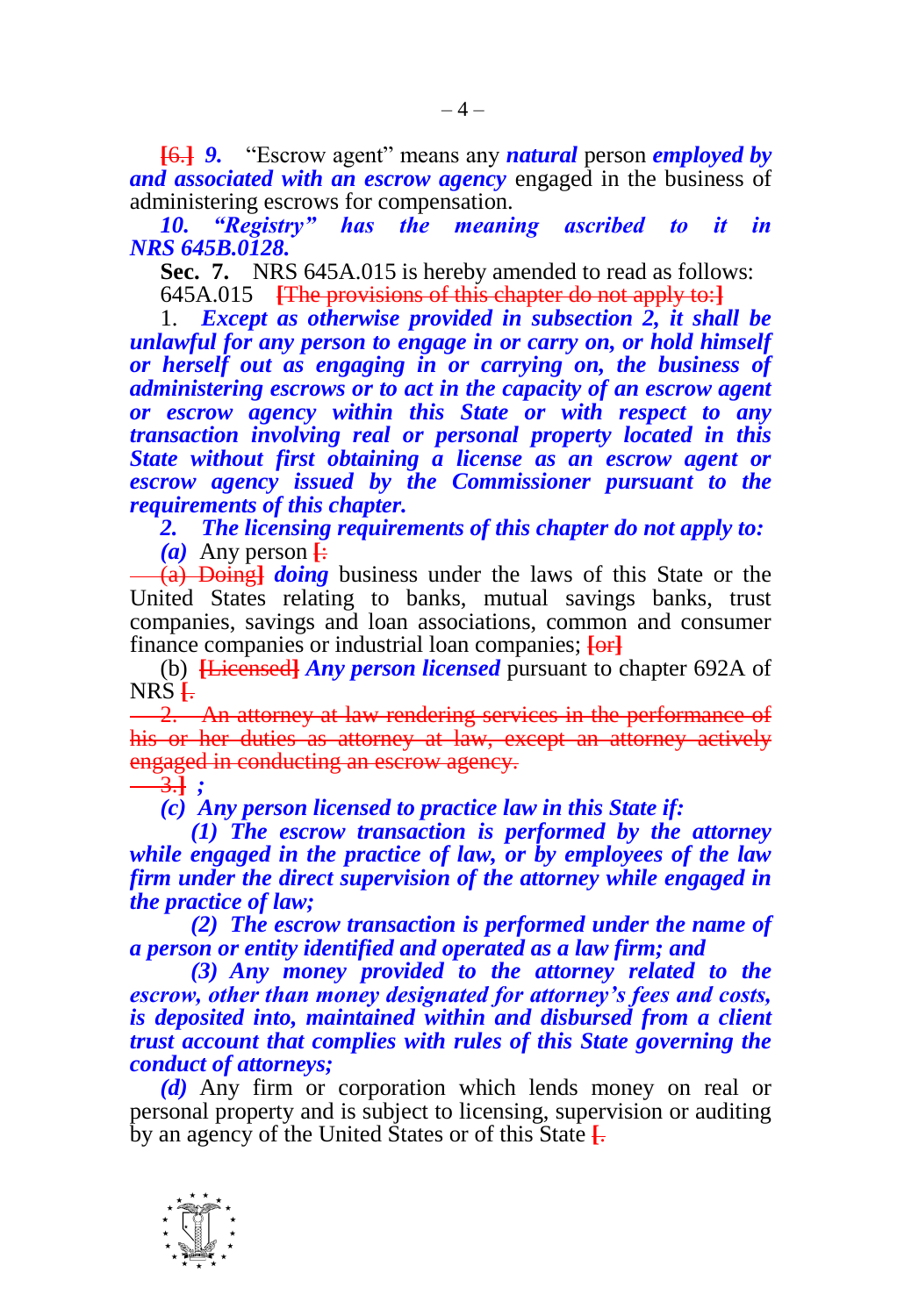~~[6.]~~ ***9.*** "Escrow agent" means any ***natural*** person ***employed by and associated with an escrow agency*** engaged in the business of administering escrows for compensation.

***10. "Registry" has the meaning ascribed to it in NRS 645B.0128.***

**Sec. 7.** NRS 645A.015 is hereby amended to read as follows:

645A.015 ~~[The provisions of this chapter do not apply to:]~~

1. ***Except as otherwise provided in subsection 2, it shall be unlawful for any person to engage in or carry on, or hold himself or herself out as engaging in or carrying on, the business of administering escrows or to act in the capacity of an escrow agent or escrow agency within this State or with respect to any transaction involving real or personal property located in this State without first obtaining a license as an escrow agent or escrow agency issued by the Commissioner pursuant to the requirements of this chapter.***

***2. The licensing requirements of this chapter do not apply to:***

***(a)*** Any person ~~[:~~

~~(a) Doing]~~ ***doing*** business under the laws of this State or the United States relating to banks, mutual savings banks, trust companies, savings and loan associations, common and consumer finance companies or industrial loan companies; ~~[or]~~

(b) ~~[Licensed]~~ ***Any person licensed*** pursuant to chapter 692A of NRS ~~[.~~

~~2. An attorney at law rendering services in the performance of his or her duties as attorney at law, except an attorney actively engaged in conducting an escrow agency.~~

~~3.]~~ ***;***

***(c) Any person licensed to practice law in this State if:***

***(1) The escrow transaction is performed by the attorney while engaged in the practice of law, or by employees of the law firm under the direct supervision of the attorney while engaged in the practice of law;***

***(2) The escrow transaction is performed under the name of a person or entity identified and operated as a law firm; and***

***(3) Any money provided to the attorney related to the escrow, other than money designated for attorney's fees and costs, is deposited into, maintained within and disbursed from a client trust account that complies with rules of this State governing the conduct of attorneys;***

***(d)*** Any firm or corporation which lends money on real or personal property and is subject to licensing, supervision or auditing by an agency of the United States or of this State ~~[.~~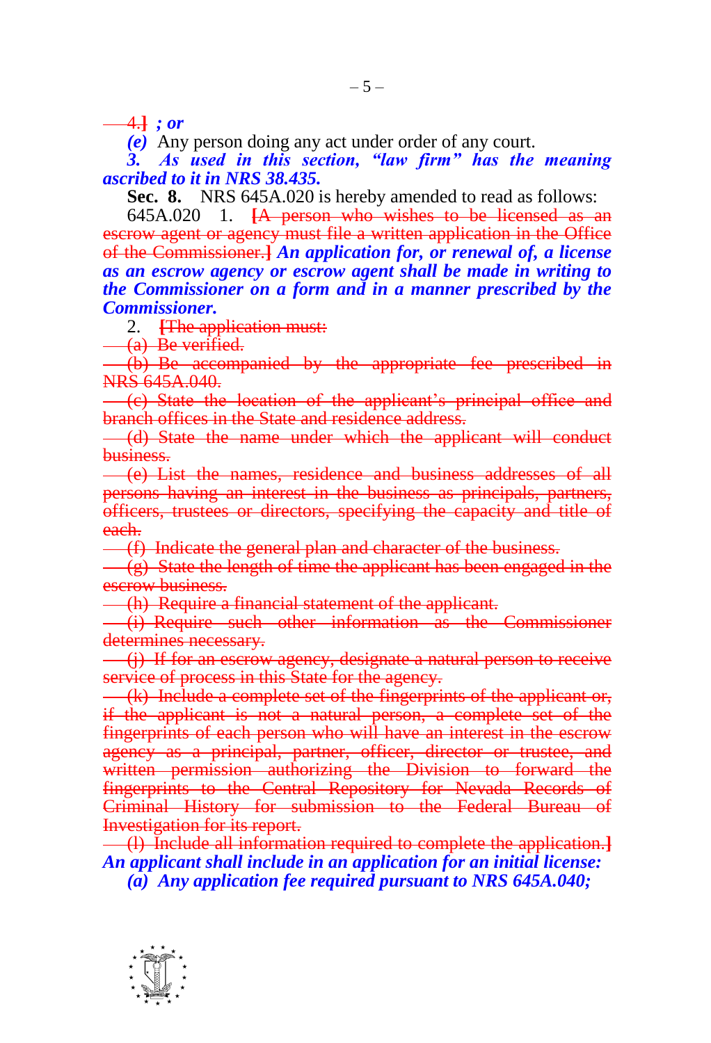~~4.~~] ***; or***

***(e)*** Any person doing any act under order of any court.

***3. As used in this section, "law firm" has the meaning ascribed to it in NRS 38.435.***

**Sec. 8.** NRS 645A.020 is hereby amended to read as follows:

645A.020 1. [~~A person who wishes to be licensed as an escrow agent or agency must file a written application in the Office of the Commissioner.~~] ***An application for, or renewal of, a license as an escrow agency or escrow agent shall be made in writing to the Commissioner on a form and in a manner prescribed by the Commissioner.***

2. [~~The application must:~~

~~(a) Be verified.~~

~~(b) Be accompanied by the appropriate fee prescribed in NRS 645A.040.~~

~~(c) State the location of the applicant's principal office and branch offices in the State and residence address.~~

~~(d) State the name under which the applicant will conduct business.~~

~~(e) List the names, residence and business addresses of all persons having an interest in the business as principals, partners, officers, trustees or directors, specifying the capacity and title of each.~~

~~(f) Indicate the general plan and character of the business.~~

~~(g) State the length of time the applicant has been engaged in the escrow business.~~

~~(h) Require a financial statement of the applicant.~~

~~(i) Require such other information as the Commissioner determines necessary.~~

~~(j) If for an escrow agency, designate a natural person to receive service of process in this State for the agency.~~

~~(k) Include a complete set of the fingerprints of the applicant or, if the applicant is not a natural person, a complete set of the fingerprints of each person who will have an interest in the escrow agency as a principal, partner, officer, director or trustee, and written permission authorizing the Division to forward the fingerprints to the Central Repository for Nevada Records of Criminal History for submission to the Federal Bureau of Investigation for its report.~~

~~(l) Include all information required to complete the application.~~] ***An applicant shall include in an application for an initial license:***

***(a) Any application fee required pursuant to NRS 645A.040;***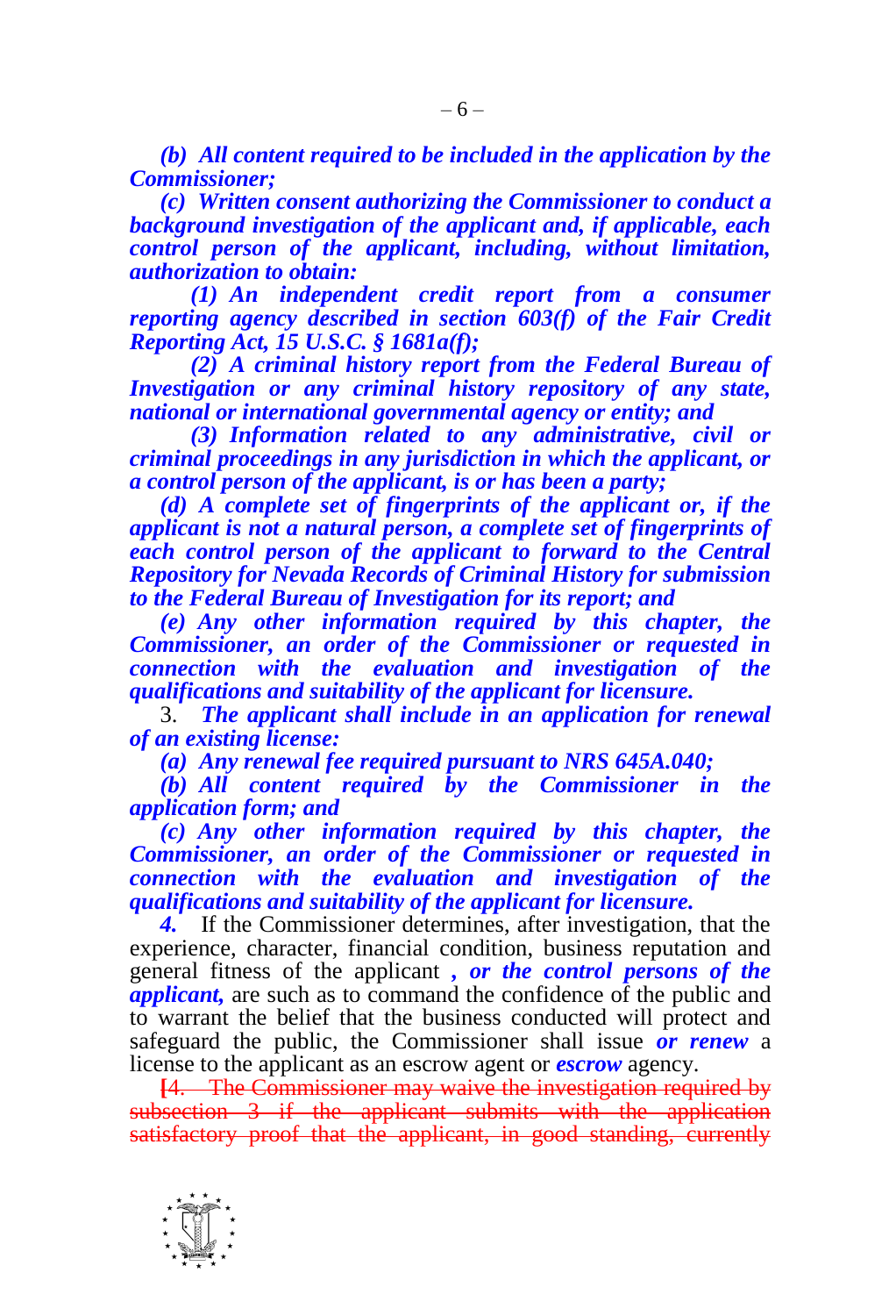***(b) All content required to be included in the application by the Commissioner;***

***(c) Written consent authorizing the Commissioner to conduct a background investigation of the applicant and, if applicable, each control person of the applicant, including, without limitation, authorization to obtain:***

***(1) An independent credit report from a consumer reporting agency described in section 603(f) of the Fair Credit Reporting Act, 15 U.S.C. § 1681a(f);***

***(2) A criminal history report from the Federal Bureau of Investigation or any criminal history repository of any state, national or international governmental agency or entity; and***

***(3) Information related to any administrative, civil or criminal proceedings in any jurisdiction in which the applicant, or a control person of the applicant, is or has been a party;***

***(d) A complete set of fingerprints of the applicant or, if the applicant is not a natural person, a complete set of fingerprints of each control person of the applicant to forward to the Central Repository for Nevada Records of Criminal History for submission to the Federal Bureau of Investigation for its report; and***

***(e) Any other information required by this chapter, the Commissioner, an order of the Commissioner or requested in connection with the evaluation and investigation of the qualifications and suitability of the applicant for licensure.***

3. ***The applicant shall include in an application for renewal of an existing license:***

***(a) Any renewal fee required pursuant to NRS 645A.040;***

***(b) All content required by the Commissioner in the application form; and***

***(c) Any other information required by this chapter, the Commissioner, an order of the Commissioner or requested in connection with the evaluation and investigation of the qualifications and suitability of the applicant for licensure.***

***4.*** If the Commissioner determines, after investigation, that the experience, character, financial condition, business reputation and general fitness of the applicant ***, or the control persons of the applicant,*** are such as to command the confidence of the public and to warrant the belief that the business conducted will protect and safeguard the public, the Commissioner shall issue ***or renew*** a license to the applicant as an escrow agent or ***escrow*** agency.

~~[4. The Commissioner may waive the investigation required by subsection 3 if the applicant submits with the application satisfactory proof that the applicant, in good standing, currently~~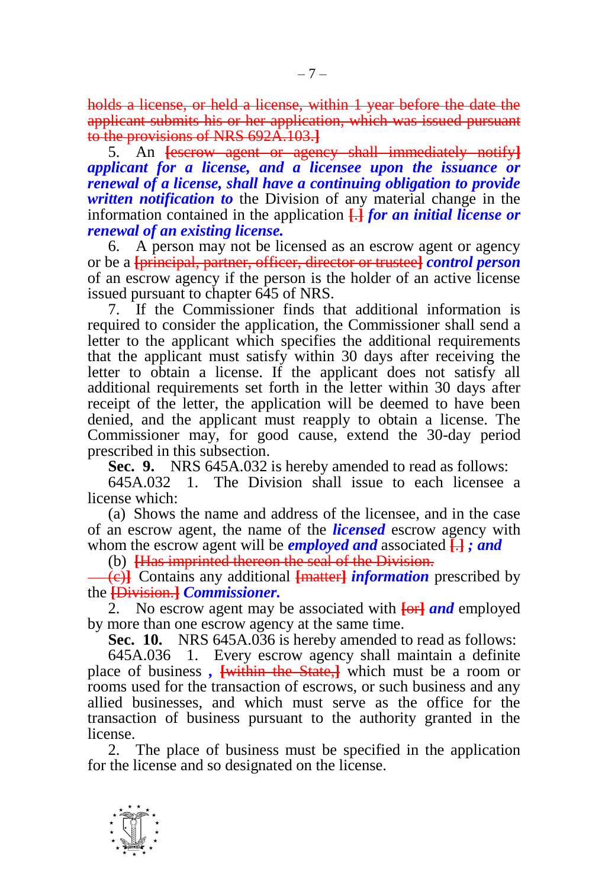holds a license, or held a license, within 1 year before the date the applicant submits his or her application, which was issued pursuant to the provisions of NRS 692A.103.]

5. An [escrow agent or agency shall immediately notify] ***applicant for a license, and a licensee upon the issuance or renewal of a license, shall have a continuing obligation to provide written notification to*** the Division of any material change in the information contained in the application [.] ***for an initial license or renewal of an existing license.***

6. A person may not be licensed as an escrow agent or agency or be a [principal, partner, officer, director or trustee] ***control person*** of an escrow agency if the person is the holder of an active license issued pursuant to chapter 645 of NRS.

7. If the Commissioner finds that additional information is required to consider the application, the Commissioner shall send a letter to the applicant which specifies the additional requirements that the applicant must satisfy within 30 days after receiving the letter to obtain a license. If the applicant does not satisfy all additional requirements set forth in the letter within 30 days after receipt of the letter, the application will be deemed to have been denied, and the applicant must reapply to obtain a license. The Commissioner may, for good cause, extend the 30-day period prescribed in this subsection.

**Sec. 9.** NRS 645A.032 is hereby amended to read as follows:

645A.032 1. The Division shall issue to each licensee a license which:

(a) Shows the name and address of the licensee, and in the case of an escrow agent, the name of the ***licensed*** escrow agency with whom the escrow agent will be ***employed and*** associated [.] ***; and***

(b) [Has imprinted thereon the seal of the Division.

(c)] Contains any additional [matter] ***information*** prescribed by the [Division.] ***Commissioner.***

2. No escrow agent may be associated with [or] ***and*** employed by more than one escrow agency at the same time.

**Sec. 10.** NRS 645A.036 is hereby amended to read as follows:

645A.036 1. Every escrow agency shall maintain a definite place of business ***,*** [within the State,] which must be a room or rooms used for the transaction of escrows, or such business and any allied businesses, and which must serve as the office for the transaction of business pursuant to the authority granted in the license.

2. The place of business must be specified in the application for the license and so designated on the license.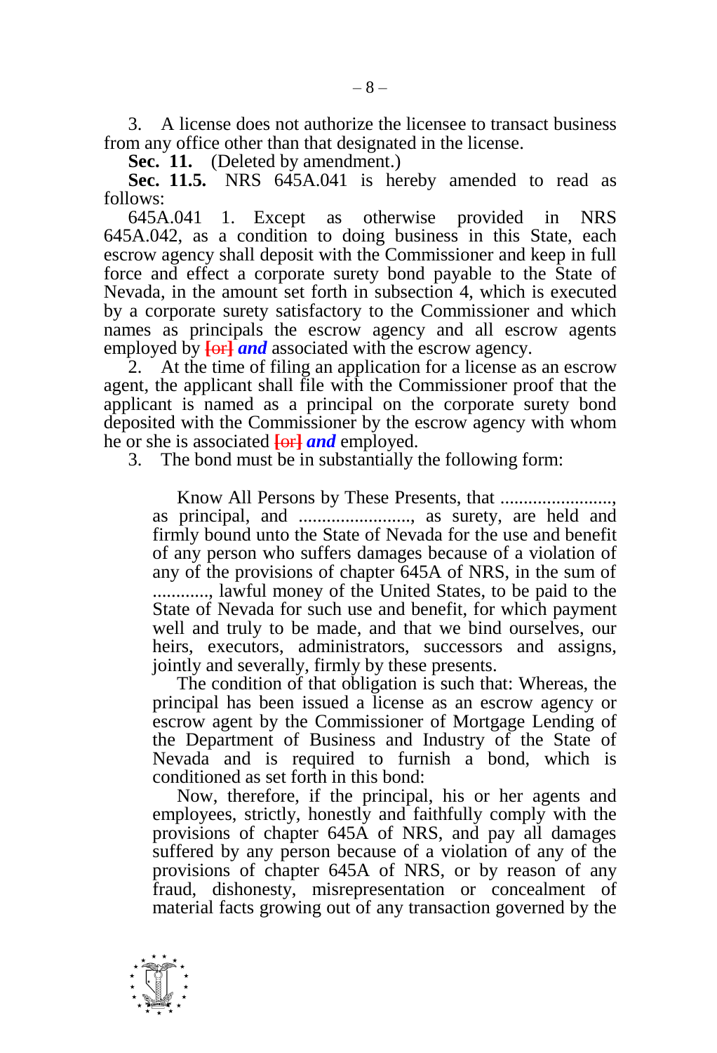3. A license does not authorize the licensee to transact business from any office other than that designated in the license.

**Sec. 11.** (Deleted by amendment.)

**Sec. 11.5.** NRS 645A.041 is hereby amended to read as follows:

645A.041 1. Except as otherwise provided in NRS 645A.042, as a condition to doing business in this State, each escrow agency shall deposit with the Commissioner and keep in full force and effect a corporate surety bond payable to the State of Nevada, in the amount set forth in subsection 4, which is executed by a corporate surety satisfactory to the Commissioner and which names as principals the escrow agency and all escrow agents employed by ~~[or]~~ ***and*** associated with the escrow agency.

2. At the time of filing an application for a license as an escrow agent, the applicant shall file with the Commissioner proof that the applicant is named as a principal on the corporate surety bond deposited with the Commissioner by the escrow agency with whom he or she is associated ~~[or]~~ ***and*** employed.

3. The bond must be in substantially the following form:

> Know All Persons by These Presents, that ........................, as principal, and ........................, as surety, are held and firmly bound unto the State of Nevada for the use and benefit of any person who suffers damages because of a violation of any of the provisions of chapter 645A of NRS, in the sum of ............, lawful money of the United States, to be paid to the State of Nevada for such use and benefit, for which payment well and truly to be made, and that we bind ourselves, our heirs, executors, administrators, successors and assigns, jointly and severally, firmly by these presents.
>
> The condition of that obligation is such that: Whereas, the principal has been issued a license as an escrow agency or escrow agent by the Commissioner of Mortgage Lending of the Department of Business and Industry of the State of Nevada and is required to furnish a bond, which is conditioned as set forth in this bond:
>
> Now, therefore, if the principal, his or her agents and employees, strictly, honestly and faithfully comply with the provisions of chapter 645A of NRS, and pay all damages suffered by any person because of a violation of any of the provisions of chapter 645A of NRS, or by reason of any fraud, dishonesty, misrepresentation or concealment of material facts growing out of any transaction governed by the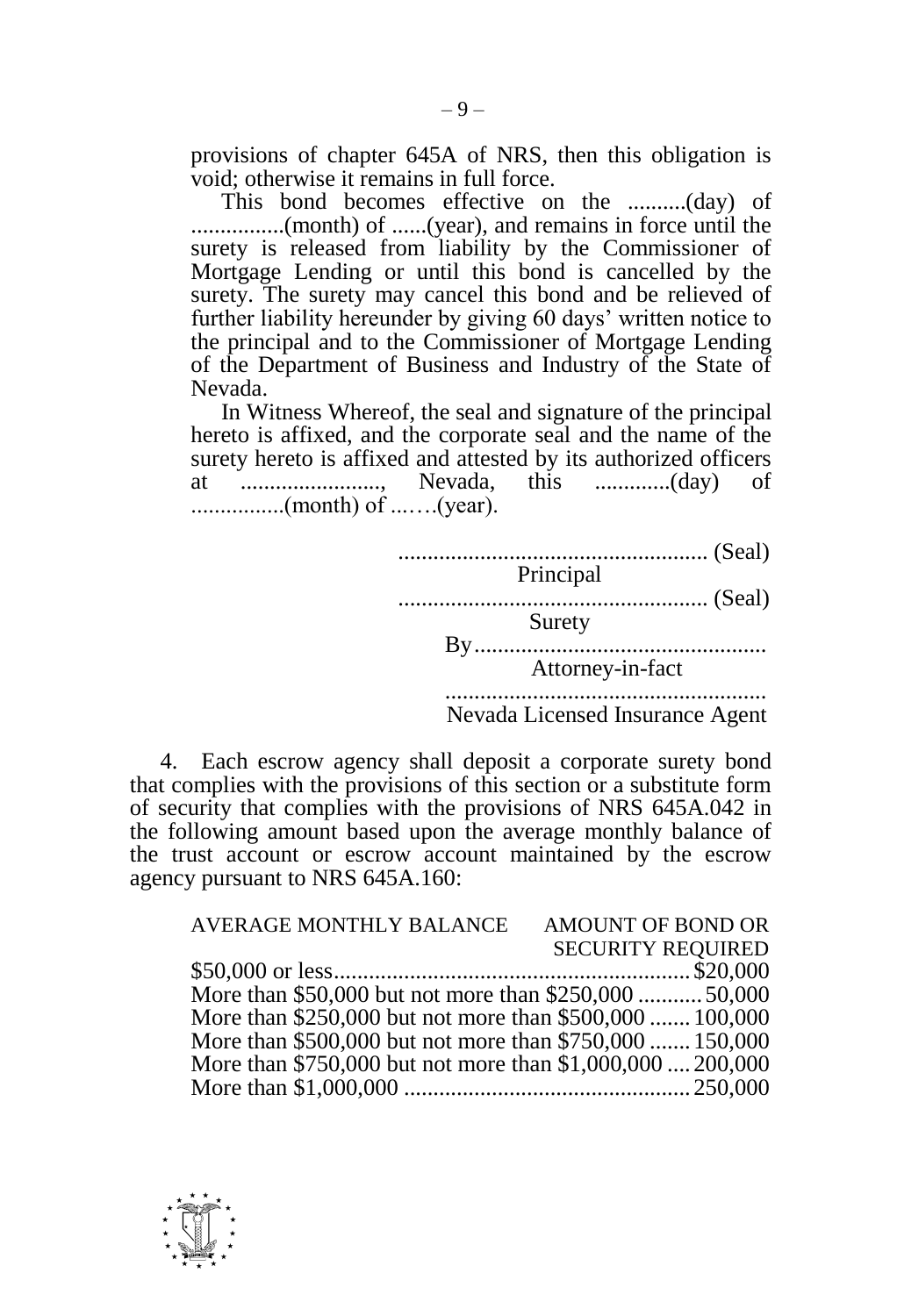provisions of chapter 645A of NRS, then this obligation is void; otherwise it remains in full force.

This bond becomes effective on the ..........(day) of ................(month) of ......(year), and remains in force until the surety is released from liability by the Commissioner of Mortgage Lending or until this bond is cancelled by the surety. The surety may cancel this bond and be relieved of further liability hereunder by giving 60 days' written notice to the principal and to the Commissioner of Mortgage Lending of the Department of Business and Industry of the State of Nevada.

In Witness Whereof, the seal and signature of the principal hereto is affixed, and the corporate seal and the name of the surety hereto is affixed and attested by its authorized officers at ........................, Nevada, this .............(day) of ................(month) of ...….(year).

..................................................... (Seal)
Principal

..................................................... (Seal)
Surety

By..................................................
Attorney-in-fact

.......................................................
Nevada Licensed Insurance Agent

4. Each escrow agency shall deposit a corporate surety bond that complies with the provisions of this section or a substitute form of security that complies with the provisions of NRS 645A.042 in the following amount based upon the average monthly balance of the trust account or escrow account maintained by the escrow agency pursuant to NRS 645A.160:

| AVERAGE MONTHLY BALANCE | AMOUNT OF BOND OR SECURITY REQUIRED |
|---|---|
| $50,000 or less | $20,000 |
| More than $50,000 but not more than $250,000 | 50,000 |
| More than $250,000 but not more than $500,000 | 100,000 |
| More than $500,000 but not more than $750,000 | 150,000 |
| More than $750,000 but not more than $1,000,000 | 200,000 |
| More than $1,000,000 | 250,000 |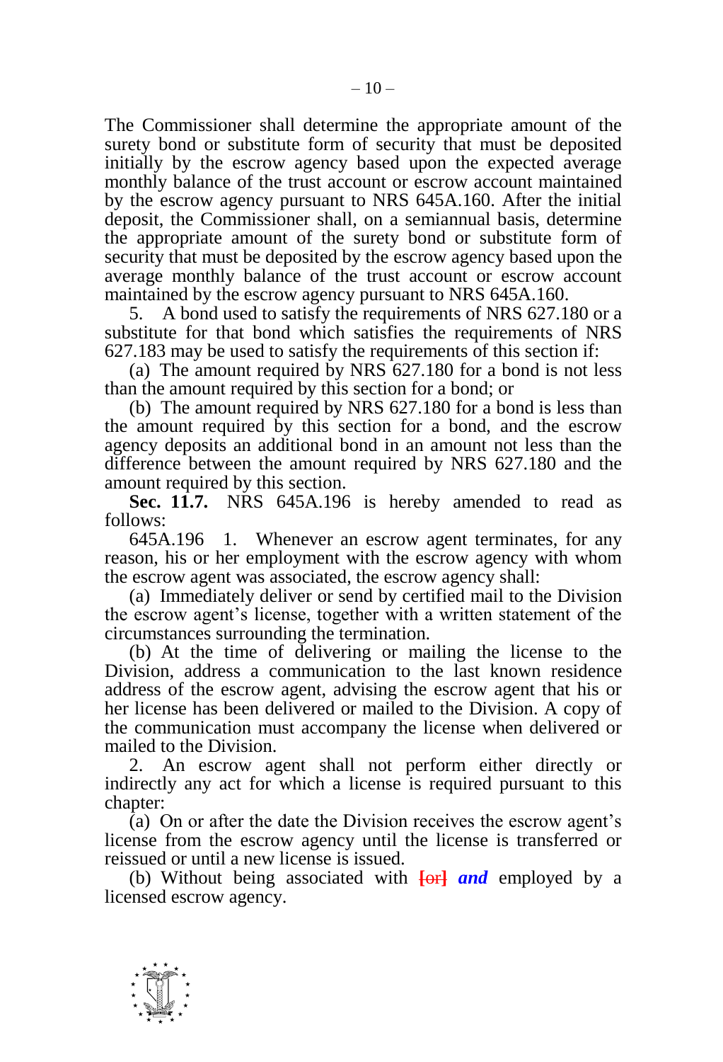The Commissioner shall determine the appropriate amount of the surety bond or substitute form of security that must be deposited initially by the escrow agency based upon the expected average monthly balance of the trust account or escrow account maintained by the escrow agency pursuant to NRS 645A.160. After the initial deposit, the Commissioner shall, on a semiannual basis, determine the appropriate amount of the surety bond or substitute form of security that must be deposited by the escrow agency based upon the average monthly balance of the trust account or escrow account maintained by the escrow agency pursuant to NRS 645A.160.

5. A bond used to satisfy the requirements of NRS 627.180 or a substitute for that bond which satisfies the requirements of NRS 627.183 may be used to satisfy the requirements of this section if:

(a) The amount required by NRS 627.180 for a bond is not less than the amount required by this section for a bond; or

(b) The amount required by NRS 627.180 for a bond is less than the amount required by this section for a bond, and the escrow agency deposits an additional bond in an amount not less than the difference between the amount required by NRS 627.180 and the amount required by this section.

**Sec. 11.7.** NRS 645A.196 is hereby amended to read as follows:

645A.196 1. Whenever an escrow agent terminates, for any reason, his or her employment with the escrow agency with whom the escrow agent was associated, the escrow agency shall:

(a) Immediately deliver or send by certified mail to the Division the escrow agent's license, together with a written statement of the circumstances surrounding the termination.

(b) At the time of delivering or mailing the license to the Division, address a communication to the last known residence address of the escrow agent, advising the escrow agent that his or her license has been delivered or mailed to the Division. A copy of the communication must accompany the license when delivered or mailed to the Division.

2. An escrow agent shall not perform either directly or indirectly any act for which a license is required pursuant to this chapter:

(a) On or after the date the Division receives the escrow agent's license from the escrow agency until the license is transferred or reissued or until a new license is issued.

(b) Without being associated with **[or]** ***and*** employed by a licensed escrow agency.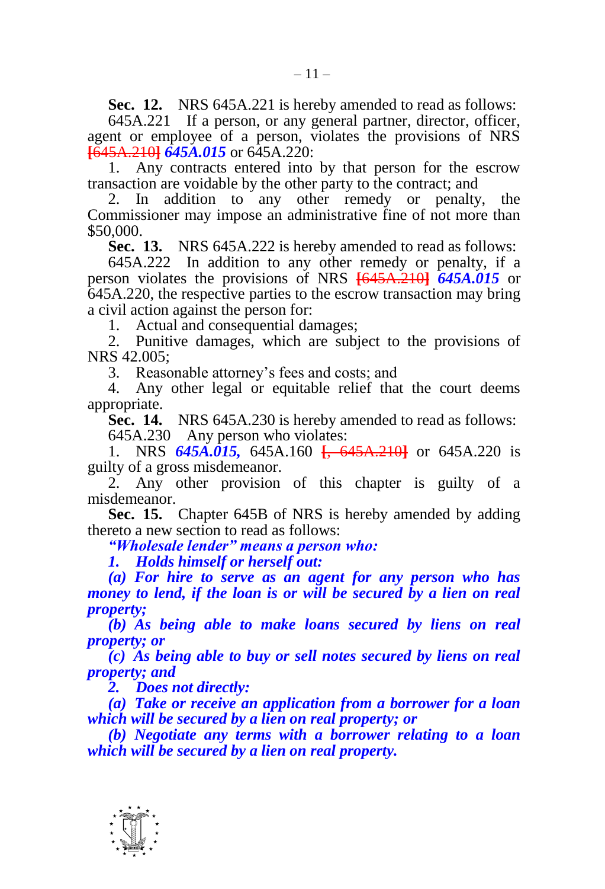**Sec. 12.** NRS 645A.221 is hereby amended to read as follows:

645A.221 If a person, or any general partner, director, officer, agent or employee of a person, violates the provisions of NRS ~~[645A.210]~~ ***645A.015*** or 645A.220:

1. Any contracts entered into by that person for the escrow transaction are voidable by the other party to the contract; and

2. In addition to any other remedy or penalty, the Commissioner may impose an administrative fine of not more than $50,000.

**Sec. 13.** NRS 645A.222 is hereby amended to read as follows:

645A.222 In addition to any other remedy or penalty, if a person violates the provisions of NRS ~~[645A.210]~~ ***645A.015*** or 645A.220, the respective parties to the escrow transaction may bring a civil action against the person for:

1. Actual and consequential damages;

2. Punitive damages, which are subject to the provisions of NRS 42.005;

3. Reasonable attorney's fees and costs; and

4. Any other legal or equitable relief that the court deems appropriate.

**Sec. 14.** NRS 645A.230 is hereby amended to read as follows:

645A.230 Any person who violates:

1. NRS ***645A.015,*** 645A.160 ~~[, 645A.210]~~ or 645A.220 is guilty of a gross misdemeanor.

2. Any other provision of this chapter is guilty of a misdemeanor.

**Sec. 15.** Chapter 645B of NRS is hereby amended by adding thereto a new section to read as follows:

***"Wholesale lender" means a person who:***

***1. Holds himself or herself out:***

***(a) For hire to serve as an agent for any person who has money to lend, if the loan is or will be secured by a lien on real property;***

***(b) As being able to make loans secured by liens on real property; or***

***(c) As being able to buy or sell notes secured by liens on real property; and***

***2. Does not directly:***

***(a) Take or receive an application from a borrower for a loan which will be secured by a lien on real property; or***

***(b) Negotiate any terms with a borrower relating to a loan which will be secured by a lien on real property.***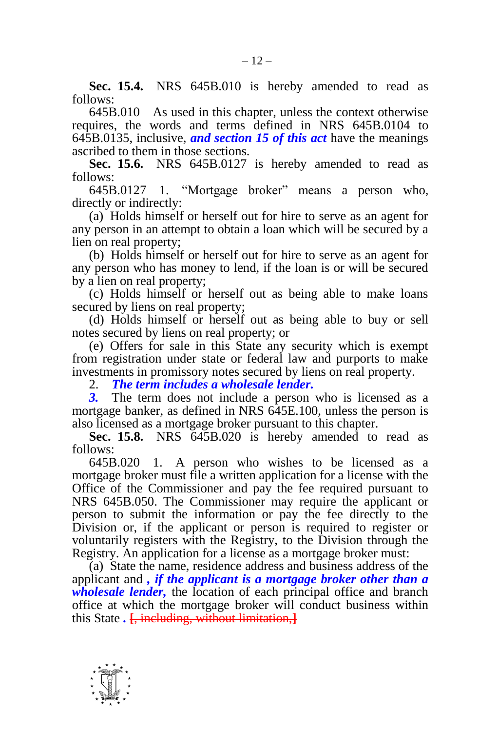**Sec. 15.4.** NRS 645B.010 is hereby amended to read as follows:

645B.010 As used in this chapter, unless the context otherwise requires, the words and terms defined in NRS 645B.0104 to 645B.0135, inclusive, ***and section 15 of this act*** have the meanings ascribed to them in those sections.

**Sec. 15.6.** NRS 645B.0127 is hereby amended to read as follows:

645B.0127 1. "Mortgage broker" means a person who, directly or indirectly:

(a) Holds himself or herself out for hire to serve as an agent for any person in an attempt to obtain a loan which will be secured by a lien on real property;

(b) Holds himself or herself out for hire to serve as an agent for any person who has money to lend, if the loan is or will be secured by a lien on real property;

(c) Holds himself or herself out as being able to make loans secured by liens on real property;

(d) Holds himself or herself out as being able to buy or sell notes secured by liens on real property; or

(e) Offers for sale in this State any security which is exempt from registration under state or federal law and purports to make investments in promissory notes secured by liens on real property.

2. ***The term includes a wholesale lender.***

***3.*** The term does not include a person who is licensed as a mortgage banker, as defined in NRS 645E.100, unless the person is also licensed as a mortgage broker pursuant to this chapter.

**Sec. 15.8.** NRS 645B.020 is hereby amended to read as follows:

645B.020 1. A person who wishes to be licensed as a mortgage broker must file a written application for a license with the Office of the Commissioner and pay the fee required pursuant to NRS 645B.050. The Commissioner may require the applicant or person to submit the information or pay the fee directly to the Division or, if the applicant or person is required to register or voluntarily registers with the Registry, to the Division through the Registry. An application for a license as a mortgage broker must:

(a) State the name, residence address and business address of the applicant and ***, if the applicant is a mortgage broker other than a wholesale lender,*** the location of each principal office and branch office at which the mortgage broker will conduct business within this State ***.*** ~~[, including, without limitation,]~~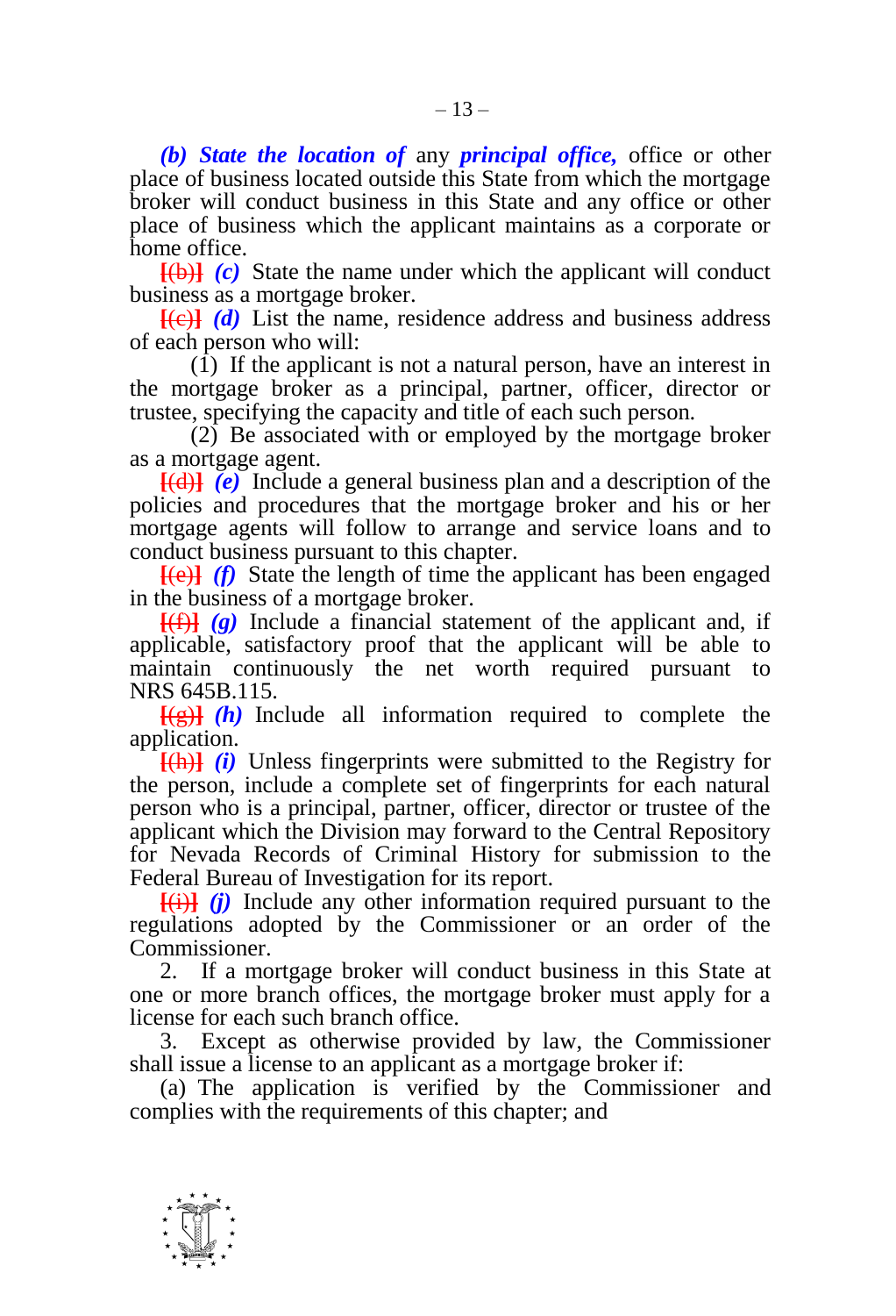***(b) State the location of*** any ***principal office,*** office or other place of business located outside this State from which the mortgage broker will conduct business in this State and any office or other place of business which the applicant maintains as a corporate or home office.

~~[(b)]~~ ***(c)*** State the name under which the applicant will conduct business as a mortgage broker.

~~[(c)]~~ ***(d)*** List the name, residence address and business address of each person who will:

(1) If the applicant is not a natural person, have an interest in the mortgage broker as a principal, partner, officer, director or trustee, specifying the capacity and title of each such person.

(2) Be associated with or employed by the mortgage broker as a mortgage agent.

~~[(d)]~~ ***(e)*** Include a general business plan and a description of the policies and procedures that the mortgage broker and his or her mortgage agents will follow to arrange and service loans and to conduct business pursuant to this chapter.

~~[(e)]~~ ***(f)*** State the length of time the applicant has been engaged in the business of a mortgage broker.

~~[(f)]~~ ***(g)*** Include a financial statement of the applicant and, if applicable, satisfactory proof that the applicant will be able to maintain continuously the net worth required pursuant to NRS 645B.115.

~~[(g)]~~ ***(h)*** Include all information required to complete the application.

~~[(h)]~~ ***(i)*** Unless fingerprints were submitted to the Registry for the person, include a complete set of fingerprints for each natural person who is a principal, partner, officer, director or trustee of the applicant which the Division may forward to the Central Repository for Nevada Records of Criminal History for submission to the Federal Bureau of Investigation for its report.

~~[(i)]~~ ***(j)*** Include any other information required pursuant to the regulations adopted by the Commissioner or an order of the Commissioner.

2. If a mortgage broker will conduct business in this State at one or more branch offices, the mortgage broker must apply for a license for each such branch office.

3. Except as otherwise provided by law, the Commissioner shall issue a license to an applicant as a mortgage broker if:

(a) The application is verified by the Commissioner and complies with the requirements of this chapter; and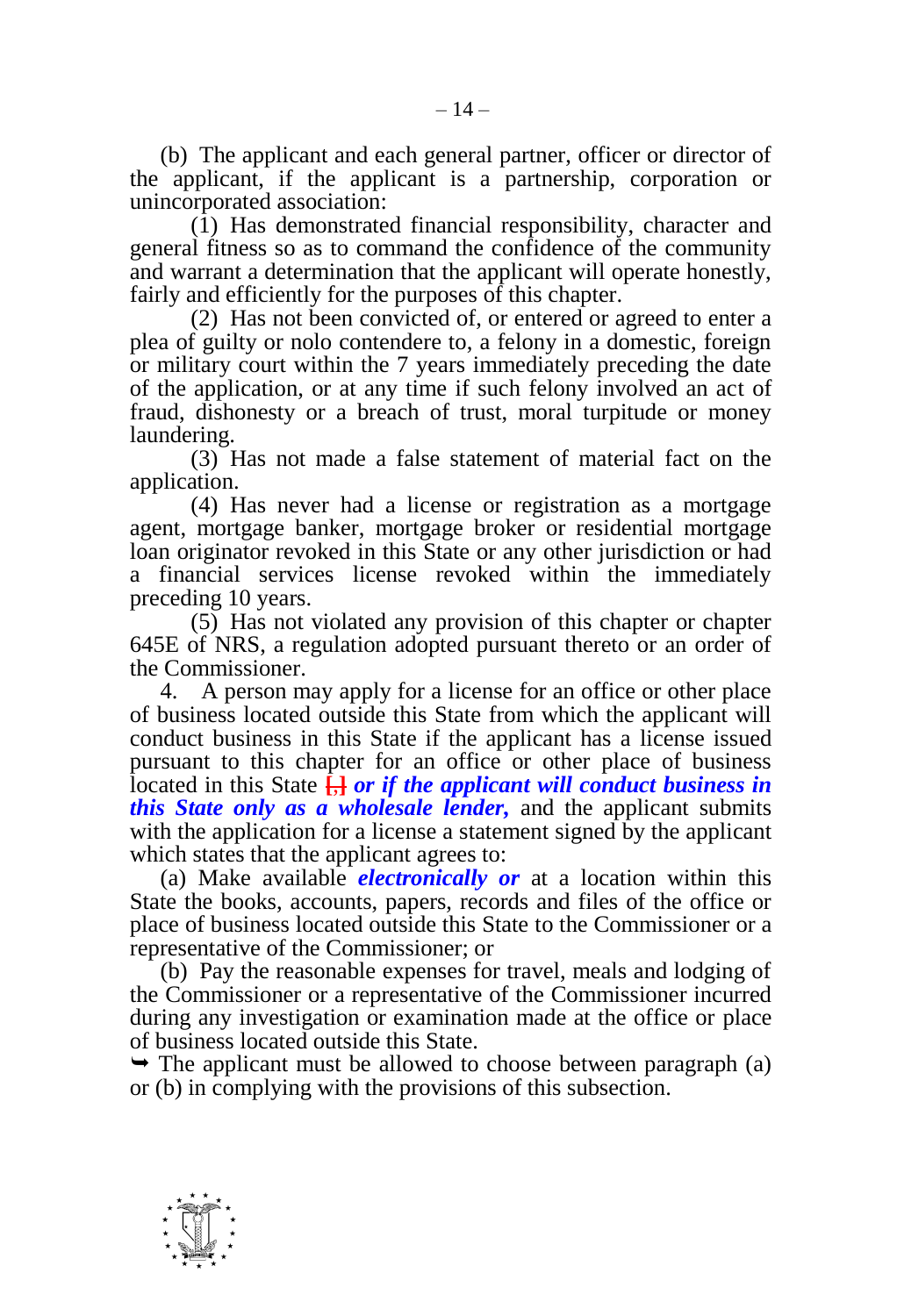(b) The applicant and each general partner, officer or director of the applicant, if the applicant is a partnership, corporation or unincorporated association:

(1) Has demonstrated financial responsibility, character and general fitness so as to command the confidence of the community and warrant a determination that the applicant will operate honestly, fairly and efficiently for the purposes of this chapter.

(2) Has not been convicted of, or entered or agreed to enter a plea of guilty or nolo contendere to, a felony in a domestic, foreign or military court within the 7 years immediately preceding the date of the application, or at any time if such felony involved an act of fraud, dishonesty or a breach of trust, moral turpitude or money laundering.

(3) Has not made a false statement of material fact on the application.

(4) Has never had a license or registration as a mortgage agent, mortgage banker, mortgage broker or residential mortgage loan originator revoked in this State or any other jurisdiction or had a financial services license revoked within the immediately preceding 10 years.

(5) Has not violated any provision of this chapter or chapter 645E of NRS, a regulation adopted pursuant thereto or an order of the Commissioner.

4. A person may apply for a license for an office or other place of business located outside this State from which the applicant will conduct business in this State if the applicant has a license issued pursuant to this chapter for an office or other place of business located in this State [,] ***or if the applicant will conduct business in this State only as a wholesale lender,*** and the applicant submits with the application for a license a statement signed by the applicant which states that the applicant agrees to:

(a) Make available ***electronically or*** at a location within this State the books, accounts, papers, records and files of the office or place of business located outside this State to the Commissioner or a representative of the Commissioner; or

(b) Pay the reasonable expenses for travel, meals and lodging of the Commissioner or a representative of the Commissioner incurred during any investigation or examination made at the office or place of business located outside this State.

➥ The applicant must be allowed to choose between paragraph (a) or (b) in complying with the provisions of this subsection.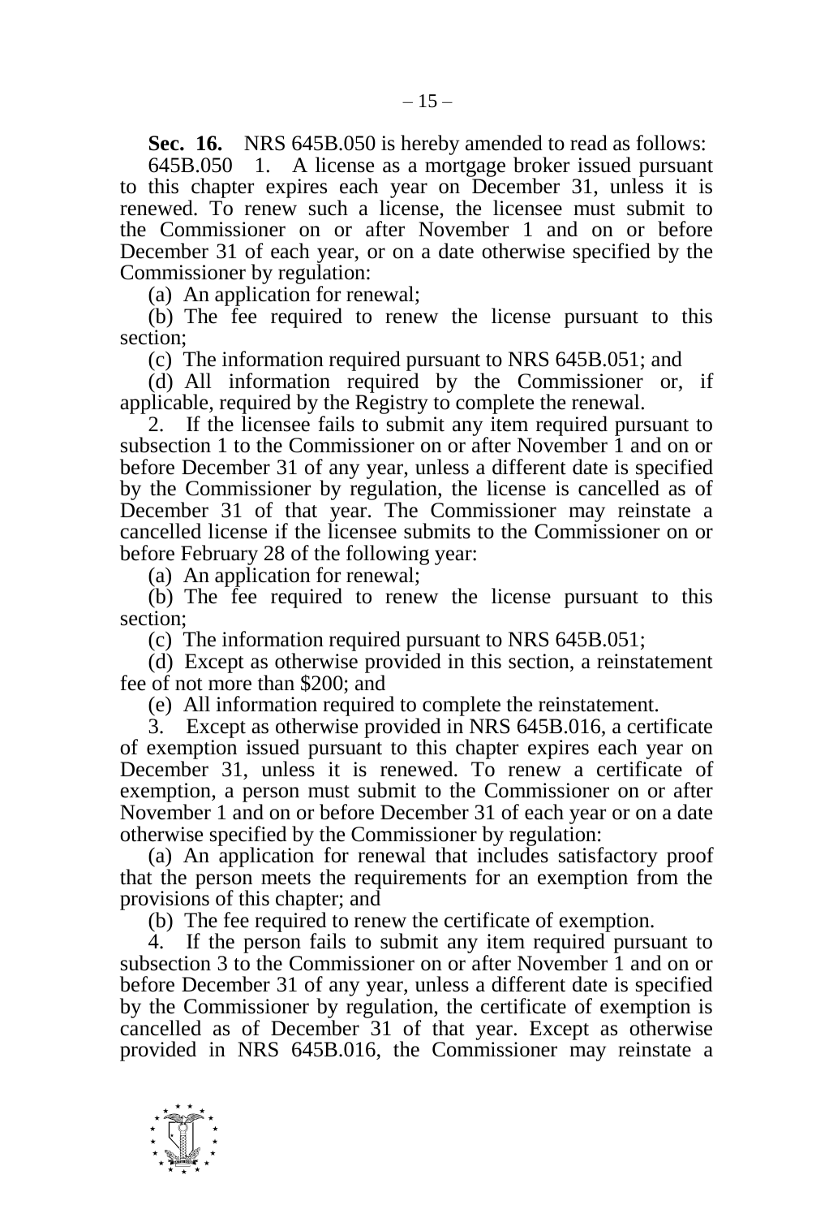**Sec. 16.** NRS 645B.050 is hereby amended to read as follows:

645B.050 1. A license as a mortgage broker issued pursuant to this chapter expires each year on December 31, unless it is renewed. To renew such a license, the licensee must submit to the Commissioner on or after November 1 and on or before December 31 of each year, or on a date otherwise specified by the Commissioner by regulation:

(a) An application for renewal;

(b) The fee required to renew the license pursuant to this section;

(c) The information required pursuant to NRS 645B.051; and

(d) All information required by the Commissioner or, if applicable, required by the Registry to complete the renewal.

2. If the licensee fails to submit any item required pursuant to subsection 1 to the Commissioner on or after November 1 and on or before December 31 of any year, unless a different date is specified by the Commissioner by regulation, the license is cancelled as of December 31 of that year. The Commissioner may reinstate a cancelled license if the licensee submits to the Commissioner on or before February 28 of the following year:

(a) An application for renewal;

(b) The fee required to renew the license pursuant to this section;

(c) The information required pursuant to NRS 645B.051;

(d) Except as otherwise provided in this section, a reinstatement fee of not more than $200; and

(e) All information required to complete the reinstatement.

3. Except as otherwise provided in NRS 645B.016, a certificate of exemption issued pursuant to this chapter expires each year on December 31, unless it is renewed. To renew a certificate of exemption, a person must submit to the Commissioner on or after November 1 and on or before December 31 of each year or on a date otherwise specified by the Commissioner by regulation:

(a) An application for renewal that includes satisfactory proof that the person meets the requirements for an exemption from the provisions of this chapter; and

(b) The fee required to renew the certificate of exemption.

4. If the person fails to submit any item required pursuant to subsection 3 to the Commissioner on or after November 1 and on or before December 31 of any year, unless a different date is specified by the Commissioner by regulation, the certificate of exemption is cancelled as of December 31 of that year. Except as otherwise provided in NRS 645B.016, the Commissioner may reinstate a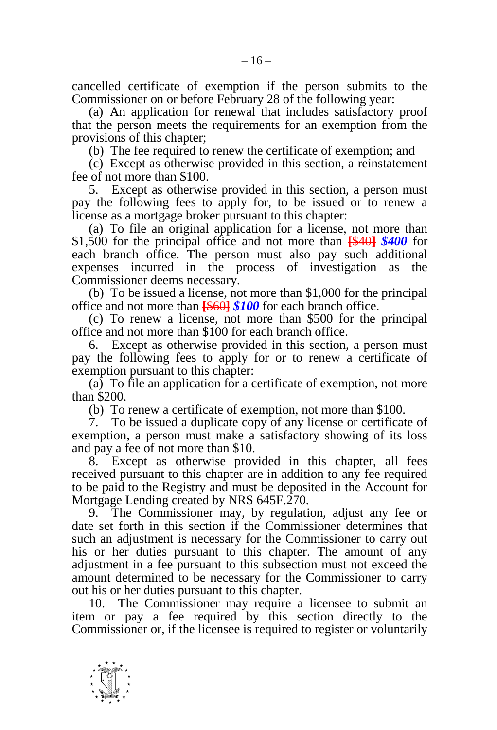cancelled certificate of exemption if the person submits to the Commissioner on or before February 28 of the following year:

(a) An application for renewal that includes satisfactory proof that the person meets the requirements for an exemption from the provisions of this chapter;

(b) The fee required to renew the certificate of exemption; and

(c) Except as otherwise provided in this section, a reinstatement fee of not more than $100.

5. Except as otherwise provided in this section, a person must pay the following fees to apply for, to be issued or to renew a license as a mortgage broker pursuant to this chapter:

(a) To file an original application for a license, not more than $1,500 for the principal office and not more than **[**~~$40~~**]** ***$400*** for each branch office. The person must also pay such additional expenses incurred in the process of investigation as the Commissioner deems necessary.

(b) To be issued a license, not more than $1,000 for the principal office and not more than **[**~~$60~~**]** ***$100*** for each branch office.

(c) To renew a license, not more than $500 for the principal office and not more than $100 for each branch office.

6. Except as otherwise provided in this section, a person must pay the following fees to apply for or to renew a certificate of exemption pursuant to this chapter:

(a) To file an application for a certificate of exemption, not more than $200.

(b) To renew a certificate of exemption, not more than $100.

7. To be issued a duplicate copy of any license or certificate of exemption, a person must make a satisfactory showing of its loss and pay a fee of not more than $10.

8. Except as otherwise provided in this chapter, all fees received pursuant to this chapter are in addition to any fee required to be paid to the Registry and must be deposited in the Account for Mortgage Lending created by NRS 645F.270.

9. The Commissioner may, by regulation, adjust any fee or date set forth in this section if the Commissioner determines that such an adjustment is necessary for the Commissioner to carry out his or her duties pursuant to this chapter. The amount of any adjustment in a fee pursuant to this subsection must not exceed the amount determined to be necessary for the Commissioner to carry out his or her duties pursuant to this chapter.

10. The Commissioner may require a licensee to submit an item or pay a fee required by this section directly to the Commissioner or, if the licensee is required to register or voluntarily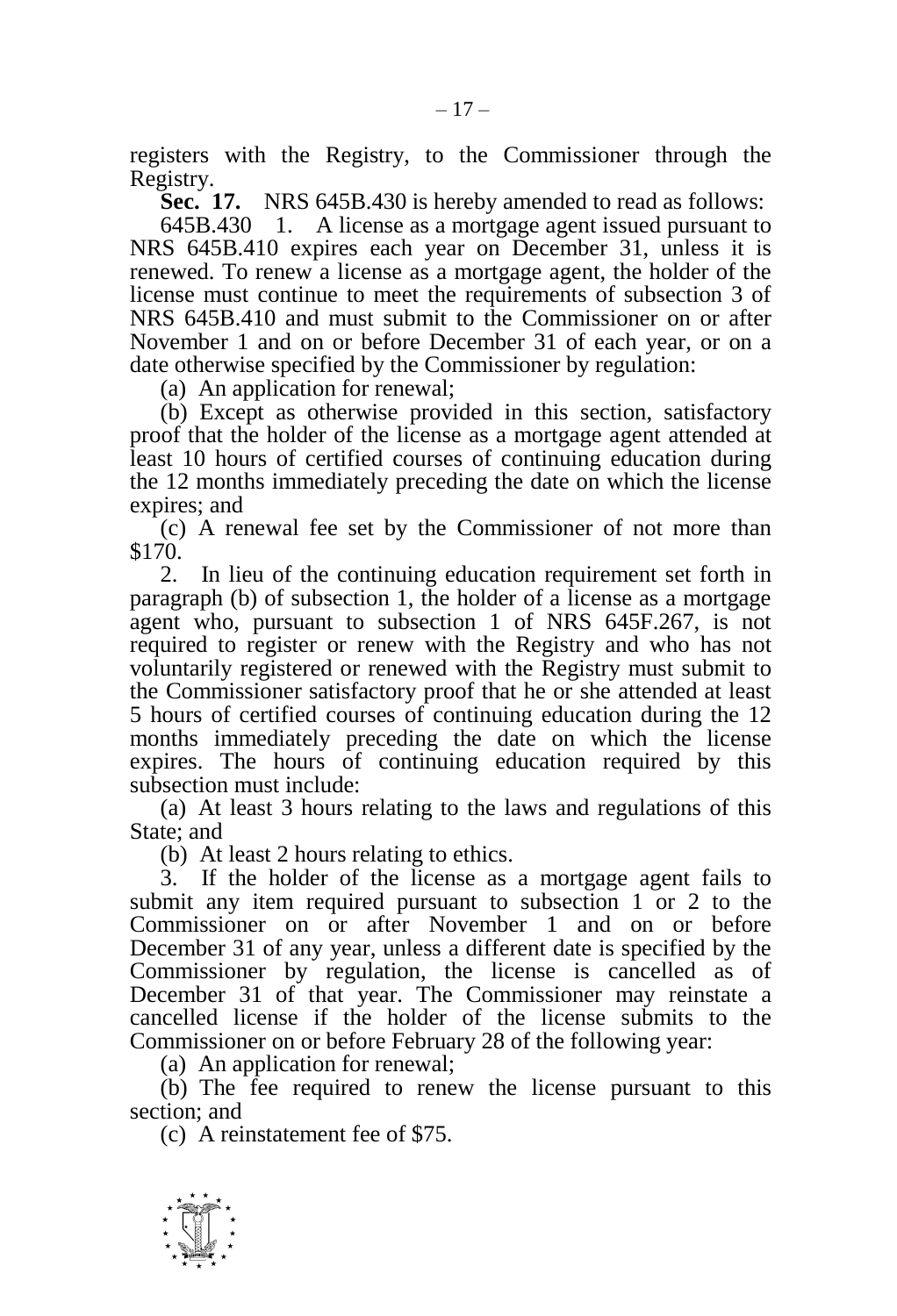registers with the Registry, to the Commissioner through the Registry.

**Sec. 17.** NRS 645B.430 is hereby amended to read as follows:

645B.430 1. A license as a mortgage agent issued pursuant to NRS 645B.410 expires each year on December 31, unless it is renewed. To renew a license as a mortgage agent, the holder of the license must continue to meet the requirements of subsection 3 of NRS 645B.410 and must submit to the Commissioner on or after November 1 and on or before December 31 of each year, or on a date otherwise specified by the Commissioner by regulation:

(a) An application for renewal;

(b) Except as otherwise provided in this section, satisfactory proof that the holder of the license as a mortgage agent attended at least 10 hours of certified courses of continuing education during the 12 months immediately preceding the date on which the license expires; and

(c) A renewal fee set by the Commissioner of not more than $170.

2. In lieu of the continuing education requirement set forth in paragraph (b) of subsection 1, the holder of a license as a mortgage agent who, pursuant to subsection 1 of NRS 645F.267, is not required to register or renew with the Registry and who has not voluntarily registered or renewed with the Registry must submit to the Commissioner satisfactory proof that he or she attended at least 5 hours of certified courses of continuing education during the 12 months immediately preceding the date on which the license expires. The hours of continuing education required by this subsection must include:

(a) At least 3 hours relating to the laws and regulations of this State; and

(b) At least 2 hours relating to ethics.

3. If the holder of the license as a mortgage agent fails to submit any item required pursuant to subsection 1 or 2 to the Commissioner on or after November 1 and on or before December 31 of any year, unless a different date is specified by the Commissioner by regulation, the license is cancelled as of December 31 of that year. The Commissioner may reinstate a cancelled license if the holder of the license submits to the Commissioner on or before February 28 of the following year:

(a) An application for renewal;

(b) The fee required to renew the license pursuant to this section; and

(c) A reinstatement fee of $75.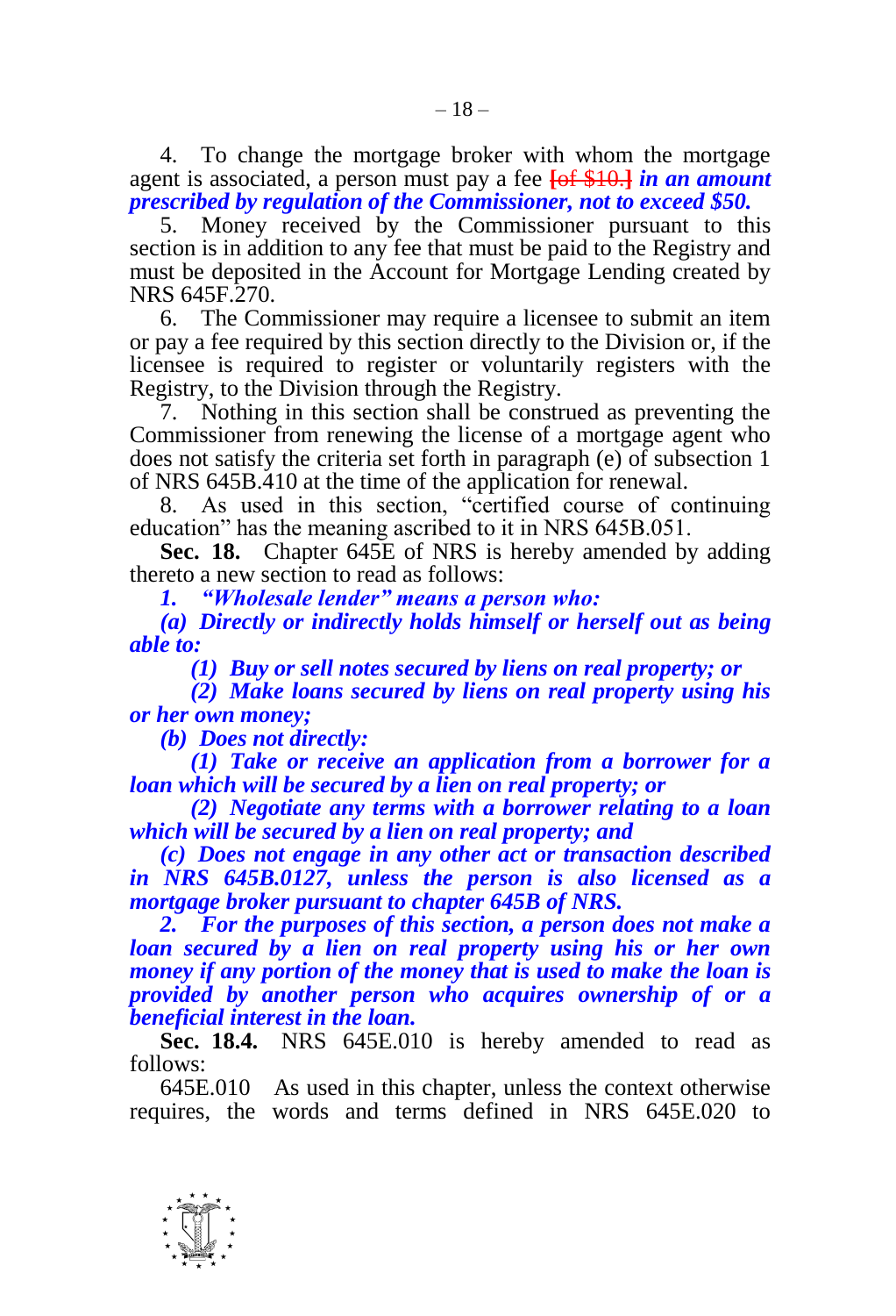4. To change the mortgage broker with whom the mortgage agent is associated, a person must pay a fee ~~[of $10.]~~ ***in an amount prescribed by regulation of the Commissioner, not to exceed $50.***

5. Money received by the Commissioner pursuant to this section is in addition to any fee that must be paid to the Registry and must be deposited in the Account for Mortgage Lending created by NRS 645F.270.

6. The Commissioner may require a licensee to submit an item or pay a fee required by this section directly to the Division or, if the licensee is required to register or voluntarily registers with the Registry, to the Division through the Registry.

7. Nothing in this section shall be construed as preventing the Commissioner from renewing the license of a mortgage agent who does not satisfy the criteria set forth in paragraph (e) of subsection 1 of NRS 645B.410 at the time of the application for renewal.

8. As used in this section, "certified course of continuing education" has the meaning ascribed to it in NRS 645B.051.

**Sec. 18.** Chapter 645E of NRS is hereby amended by adding thereto a new section to read as follows:

***1. "Wholesale lender" means a person who:***

***(a) Directly or indirectly holds himself or herself out as being able to:***

***(1) Buy or sell notes secured by liens on real property; or***

***(2) Make loans secured by liens on real property using his or her own money;***

***(b) Does not directly:***

***(1) Take or receive an application from a borrower for a loan which will be secured by a lien on real property; or***

***(2) Negotiate any terms with a borrower relating to a loan which will be secured by a lien on real property; and***

***(c) Does not engage in any other act or transaction described in NRS 645B.0127, unless the person is also licensed as a mortgage broker pursuant to chapter 645B of NRS.***

***2. For the purposes of this section, a person does not make a loan secured by a lien on real property using his or her own money if any portion of the money that is used to make the loan is provided by another person who acquires ownership of or a beneficial interest in the loan.***

**Sec. 18.4.** NRS 645E.010 is hereby amended to read as follows:

645E.010 As used in this chapter, unless the context otherwise requires, the words and terms defined in NRS 645E.020 to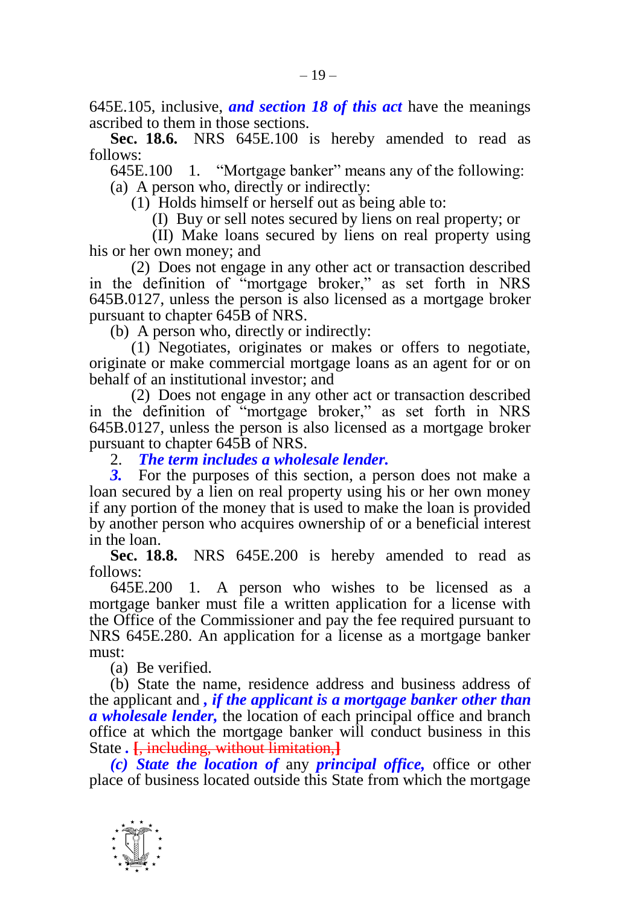645E.105, inclusive, ***and section 18 of this act*** have the meanings ascribed to them in those sections.

**Sec. 18.6.** NRS 645E.100 is hereby amended to read as follows:

645E.100 1. "Mortgage banker" means any of the following:

(a) A person who, directly or indirectly:

(1) Holds himself or herself out as being able to:

(I) Buy or sell notes secured by liens on real property; or

(II) Make loans secured by liens on real property using his or her own money; and

(2) Does not engage in any other act or transaction described in the definition of "mortgage broker," as set forth in NRS 645B.0127, unless the person is also licensed as a mortgage broker pursuant to chapter 645B of NRS.

(b) A person who, directly or indirectly:

(1) Negotiates, originates or makes or offers to negotiate, originate or make commercial mortgage loans as an agent for or on behalf of an institutional investor; and

(2) Does not engage in any other act or transaction described in the definition of "mortgage broker," as set forth in NRS 645B.0127, unless the person is also licensed as a mortgage broker pursuant to chapter 645B of NRS.

2. ***The term includes a wholesale lender.***

***3.*** For the purposes of this section, a person does not make a loan secured by a lien on real property using his or her own money if any portion of the money that is used to make the loan is provided by another person who acquires ownership of or a beneficial interest in the loan.

**Sec. 18.8.** NRS 645E.200 is hereby amended to read as follows:

645E.200 1. A person who wishes to be licensed as a mortgage banker must file a written application for a license with the Office of the Commissioner and pay the fee required pursuant to NRS 645E.280. An application for a license as a mortgage banker must:

(a) Be verified.

(b) State the name, residence address and business address of the applicant and ***, if the applicant is a mortgage banker other than a wholesale lender,*** the location of each principal office and branch office at which the mortgage banker will conduct business in this State ***.*** [, including, without limitation,]

***(c) State the location of*** any ***principal office,*** office or other place of business located outside this State from which the mortgage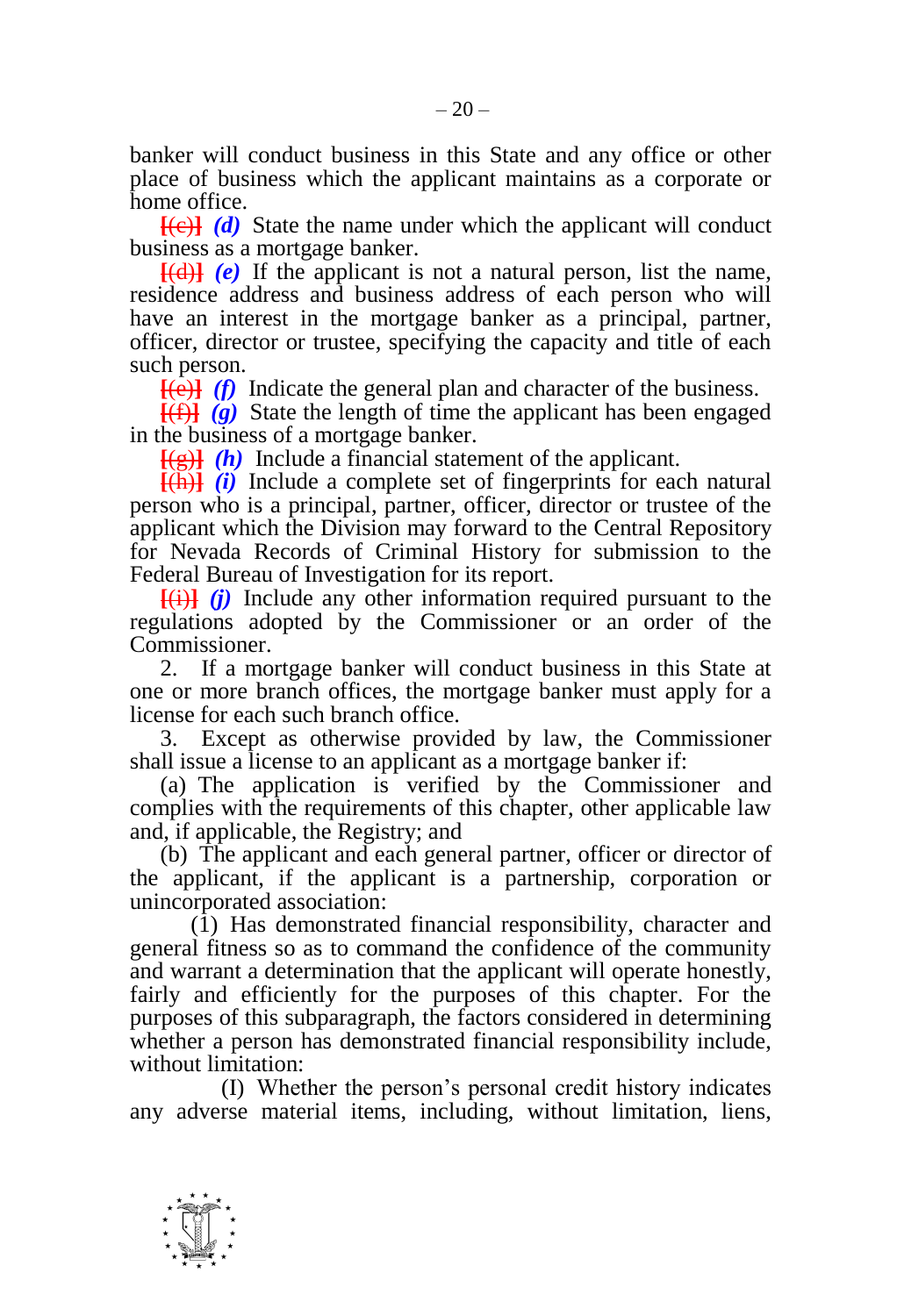banker will conduct business in this State and any office or other place of business which the applicant maintains as a corporate or home office.

~~[(c)]~~ ***(d)*** State the name under which the applicant will conduct business as a mortgage banker.

~~[(d)]~~ ***(e)*** If the applicant is not a natural person, list the name, residence address and business address of each person who will have an interest in the mortgage banker as a principal, partner, officer, director or trustee, specifying the capacity and title of each such person.

~~[(e)]~~ ***(f)*** Indicate the general plan and character of the business.

~~[(f)]~~ ***(g)*** State the length of time the applicant has been engaged in the business of a mortgage banker.

~~[(g)]~~ ***(h)*** Include a financial statement of the applicant.

~~[(h)]~~ ***(i)*** Include a complete set of fingerprints for each natural person who is a principal, partner, officer, director or trustee of the applicant which the Division may forward to the Central Repository for Nevada Records of Criminal History for submission to the Federal Bureau of Investigation for its report.

~~[(i)]~~ ***(j)*** Include any other information required pursuant to the regulations adopted by the Commissioner or an order of the Commissioner.

2. If a mortgage banker will conduct business in this State at one or more branch offices, the mortgage banker must apply for a license for each such branch office.

3. Except as otherwise provided by law, the Commissioner shall issue a license to an applicant as a mortgage banker if:

(a) The application is verified by the Commissioner and complies with the requirements of this chapter, other applicable law and, if applicable, the Registry; and

(b) The applicant and each general partner, officer or director of the applicant, if the applicant is a partnership, corporation or unincorporated association:

(1) Has demonstrated financial responsibility, character and general fitness so as to command the confidence of the community and warrant a determination that the applicant will operate honestly, fairly and efficiently for the purposes of this chapter. For the purposes of this subparagraph, the factors considered in determining whether a person has demonstrated financial responsibility include, without limitation:

(I) Whether the person's personal credit history indicates any adverse material items, including, without limitation, liens,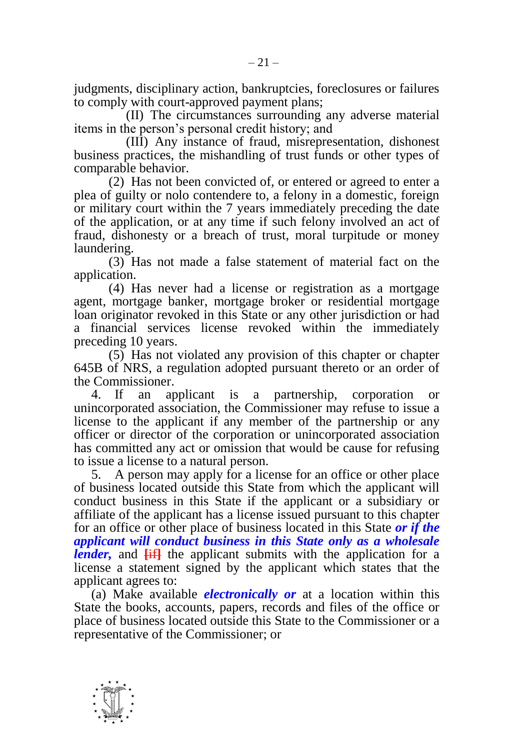judgments, disciplinary action, bankruptcies, foreclosures or failures to comply with court-approved payment plans;

(II) The circumstances surrounding any adverse material items in the person's personal credit history; and

(III) Any instance of fraud, misrepresentation, dishonest business practices, the mishandling of trust funds or other types of comparable behavior.

(2) Has not been convicted of, or entered or agreed to enter a plea of guilty or nolo contendere to, a felony in a domestic, foreign or military court within the 7 years immediately preceding the date of the application, or at any time if such felony involved an act of fraud, dishonesty or a breach of trust, moral turpitude or money laundering.

(3) Has not made a false statement of material fact on the application.

(4) Has never had a license or registration as a mortgage agent, mortgage banker, mortgage broker or residential mortgage loan originator revoked in this State or any other jurisdiction or had a financial services license revoked within the immediately preceding 10 years.

(5) Has not violated any provision of this chapter or chapter 645B of NRS, a regulation adopted pursuant thereto or an order of the Commissioner.

4. If an applicant is a partnership, corporation or unincorporated association, the Commissioner may refuse to issue a license to the applicant if any member of the partnership or any officer or director of the corporation or unincorporated association has committed any act or omission that would be cause for refusing to issue a license to a natural person.

5. A person may apply for a license for an office or other place of business located outside this State from which the applicant will conduct business in this State if the applicant or a subsidiary or affiliate of the applicant has a license issued pursuant to this chapter for an office or other place of business located in this State ***or if the applicant will conduct business in this State only as a wholesale lender,*** and [if] the applicant submits with the application for a license a statement signed by the applicant which states that the applicant agrees to:

(a) Make available ***electronically or*** at a location within this State the books, accounts, papers, records and files of the office or place of business located outside this State to the Commissioner or a representative of the Commissioner; or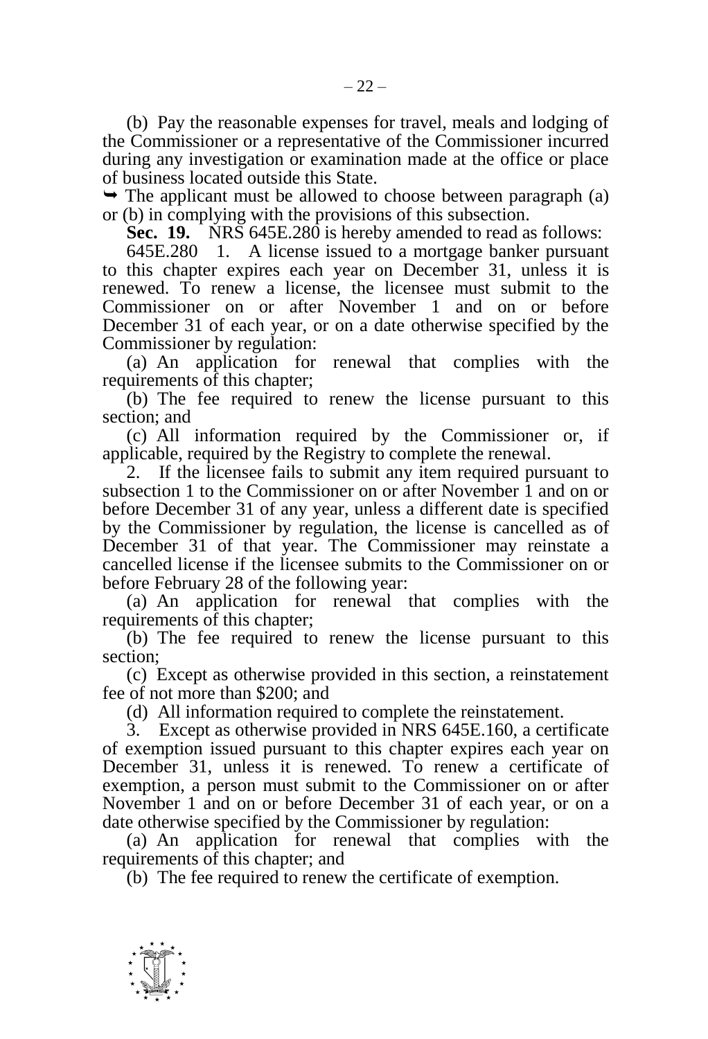(b) Pay the reasonable expenses for travel, meals and lodging of the Commissioner or a representative of the Commissioner incurred during any investigation or examination made at the office or place of business located outside this State.

➥ The applicant must be allowed to choose between paragraph (a) or (b) in complying with the provisions of this subsection.

**Sec. 19.** NRS 645E.280 is hereby amended to read as follows:

645E.280 1. A license issued to a mortgage banker pursuant to this chapter expires each year on December 31, unless it is renewed. To renew a license, the licensee must submit to the Commissioner on or after November 1 and on or before December 31 of each year, or on a date otherwise specified by the Commissioner by regulation:

(a) An application for renewal that complies with the requirements of this chapter;

(b) The fee required to renew the license pursuant to this section; and

(c) All information required by the Commissioner or, if applicable, required by the Registry to complete the renewal.

2. If the licensee fails to submit any item required pursuant to subsection 1 to the Commissioner on or after November 1 and on or before December 31 of any year, unless a different date is specified by the Commissioner by regulation, the license is cancelled as of December 31 of that year. The Commissioner may reinstate a cancelled license if the licensee submits to the Commissioner on or before February 28 of the following year:

(a) An application for renewal that complies with the requirements of this chapter;

(b) The fee required to renew the license pursuant to this section;

(c) Except as otherwise provided in this section, a reinstatement fee of not more than $200; and

(d) All information required to complete the reinstatement.

3. Except as otherwise provided in NRS 645E.160, a certificate of exemption issued pursuant to this chapter expires each year on December 31, unless it is renewed. To renew a certificate of exemption, a person must submit to the Commissioner on or after November 1 and on or before December 31 of each year, or on a date otherwise specified by the Commissioner by regulation:

(a) An application for renewal that complies with the requirements of this chapter; and

(b) The fee required to renew the certificate of exemption.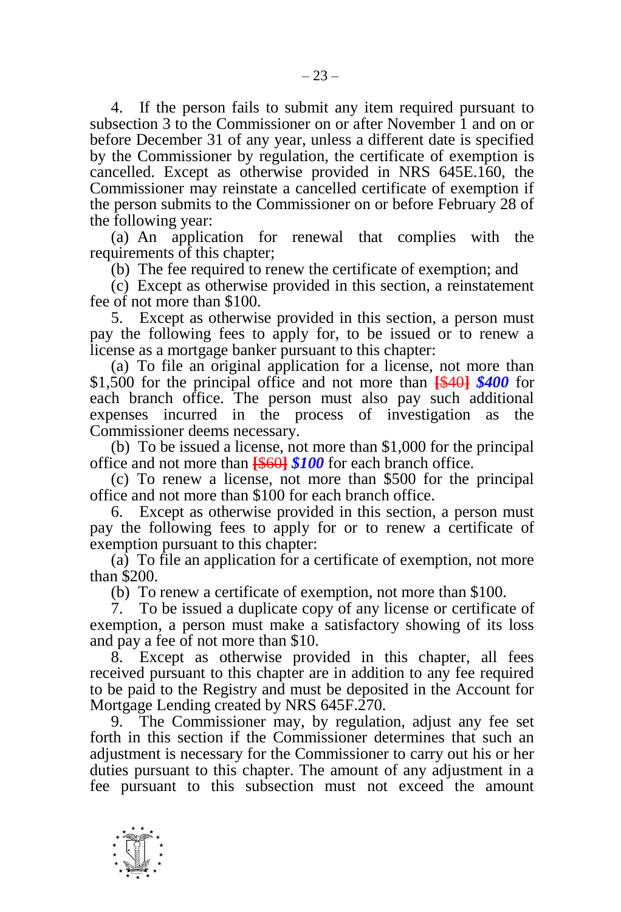4. If the person fails to submit any item required pursuant to subsection 3 to the Commissioner on or after November 1 and on or before December 31 of any year, unless a different date is specified by the Commissioner by regulation, the certificate of exemption is cancelled. Except as otherwise provided in NRS 645E.160, the Commissioner may reinstate a cancelled certificate of exemption if the person submits to the Commissioner on or before February 28 of the following year:

(a) An application for renewal that complies with the requirements of this chapter;

(b) The fee required to renew the certificate of exemption; and

(c) Except as otherwise provided in this section, a reinstatement fee of not more than $100.

5. Except as otherwise provided in this section, a person must pay the following fees to apply for, to be issued or to renew a license as a mortgage banker pursuant to this chapter:

(a) To file an original application for a license, not more than $1,500 for the principal office and not more than [~~$40~~] ***$400*** for each branch office. The person must also pay such additional expenses incurred in the process of investigation as the Commissioner deems necessary.

(b) To be issued a license, not more than $1,000 for the principal office and not more than [~~$60~~] ***$100*** for each branch office.

(c) To renew a license, not more than $500 for the principal office and not more than $100 for each branch office.

6. Except as otherwise provided in this section, a person must pay the following fees to apply for or to renew a certificate of exemption pursuant to this chapter:

(a) To file an application for a certificate of exemption, not more than $200.

(b) To renew a certificate of exemption, not more than $100.

7. To be issued a duplicate copy of any license or certificate of exemption, a person must make a satisfactory showing of its loss and pay a fee of not more than $10.

8. Except as otherwise provided in this chapter, all fees received pursuant to this chapter are in addition to any fee required to be paid to the Registry and must be deposited in the Account for Mortgage Lending created by NRS 645F.270.

9. The Commissioner may, by regulation, adjust any fee set forth in this section if the Commissioner determines that such an adjustment is necessary for the Commissioner to carry out his or her duties pursuant to this chapter. The amount of any adjustment in a fee pursuant to this subsection must not exceed the amount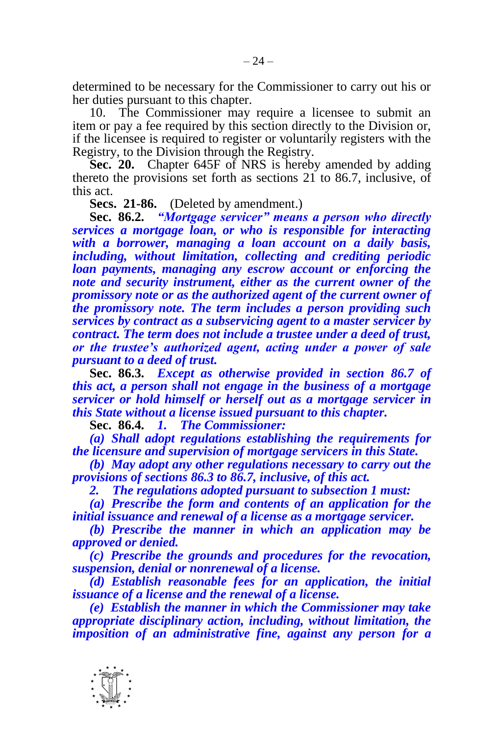determined to be necessary for the Commissioner to carry out his or her duties pursuant to this chapter.

10. The Commissioner may require a licensee to submit an item or pay a fee required by this section directly to the Division or, if the licensee is required to register or voluntarily registers with the Registry, to the Division through the Registry.

**Sec. 20.** Chapter 645F of NRS is hereby amended by adding thereto the provisions set forth as sections 21 to 86.7, inclusive, of this act.

**Secs. 21-86.** (Deleted by amendment.)

**Sec. 86.2.** ***"Mortgage servicer" means a person who directly services a mortgage loan, or who is responsible for interacting with a borrower, managing a loan account on a daily basis, including, without limitation, collecting and crediting periodic loan payments, managing any escrow account or enforcing the note and security instrument, either as the current owner of the promissory note or as the authorized agent of the current owner of the promissory note. The term includes a person providing such services by contract as a subservicing agent to a master servicer by contract. The term does not include a trustee under a deed of trust, or the trustee's authorized agent, acting under a power of sale pursuant to a deed of trust.***

**Sec. 86.3.** ***Except as otherwise provided in section 86.7 of this act, a person shall not engage in the business of a mortgage servicer or hold himself or herself out as a mortgage servicer in this State without a license issued pursuant to this chapter.***

**Sec. 86.4.** ***1. The Commissioner:***

***(a) Shall adopt regulations establishing the requirements for the licensure and supervision of mortgage servicers in this State.***

***(b) May adopt any other regulations necessary to carry out the provisions of sections 86.3 to 86.7, inclusive, of this act.***

***2. The regulations adopted pursuant to subsection 1 must:***

***(a) Prescribe the form and contents of an application for the initial issuance and renewal of a license as a mortgage servicer.***

***(b) Prescribe the manner in which an application may be approved or denied.***

***(c) Prescribe the grounds and procedures for the revocation, suspension, denial or nonrenewal of a license.***

***(d) Establish reasonable fees for an application, the initial issuance of a license and the renewal of a license.***

***(e) Establish the manner in which the Commissioner may take appropriate disciplinary action, including, without limitation, the imposition of an administrative fine, against any person for a***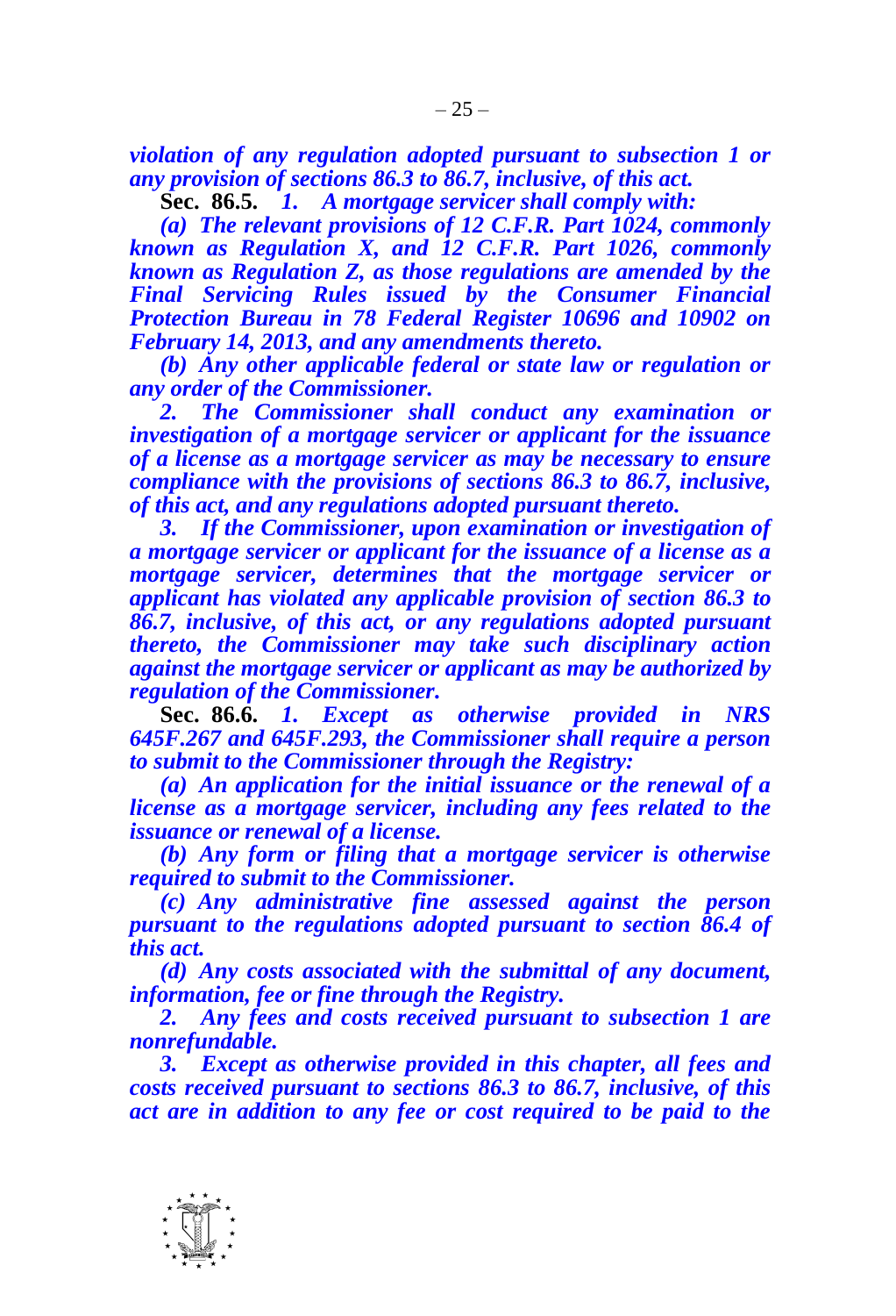***violation of any regulation adopted pursuant to subsection 1 or any provision of sections 86.3 to 86.7, inclusive, of this act.***

**Sec. 86.5.** ***1. A mortgage servicer shall comply with:***

***(a) The relevant provisions of 12 C.F.R. Part 1024, commonly known as Regulation X, and 12 C.F.R. Part 1026, commonly known as Regulation Z, as those regulations are amended by the Final Servicing Rules issued by the Consumer Financial Protection Bureau in 78 Federal Register 10696 and 10902 on February 14, 2013, and any amendments thereto.***

***(b) Any other applicable federal or state law or regulation or any order of the Commissioner.***

***2. The Commissioner shall conduct any examination or investigation of a mortgage servicer or applicant for the issuance of a license as a mortgage servicer as may be necessary to ensure compliance with the provisions of sections 86.3 to 86.7, inclusive, of this act, and any regulations adopted pursuant thereto.***

***3. If the Commissioner, upon examination or investigation of a mortgage servicer or applicant for the issuance of a license as a mortgage servicer, determines that the mortgage servicer or applicant has violated any applicable provision of section 86.3 to 86.7, inclusive, of this act, or any regulations adopted pursuant thereto, the Commissioner may take such disciplinary action against the mortgage servicer or applicant as may be authorized by regulation of the Commissioner.***

**Sec. 86.6.** ***1. Except as otherwise provided in NRS 645F.267 and 645F.293, the Commissioner shall require a person to submit to the Commissioner through the Registry:***

***(a) An application for the initial issuance or the renewal of a license as a mortgage servicer, including any fees related to the issuance or renewal of a license.***

***(b) Any form or filing that a mortgage servicer is otherwise required to submit to the Commissioner.***

***(c) Any administrative fine assessed against the person pursuant to the regulations adopted pursuant to section 86.4 of this act.***

***(d) Any costs associated with the submittal of any document, information, fee or fine through the Registry.***

***2. Any fees and costs received pursuant to subsection 1 are nonrefundable.***

***3. Except as otherwise provided in this chapter, all fees and costs received pursuant to sections 86.3 to 86.7, inclusive, of this act are in addition to any fee or cost required to be paid to the***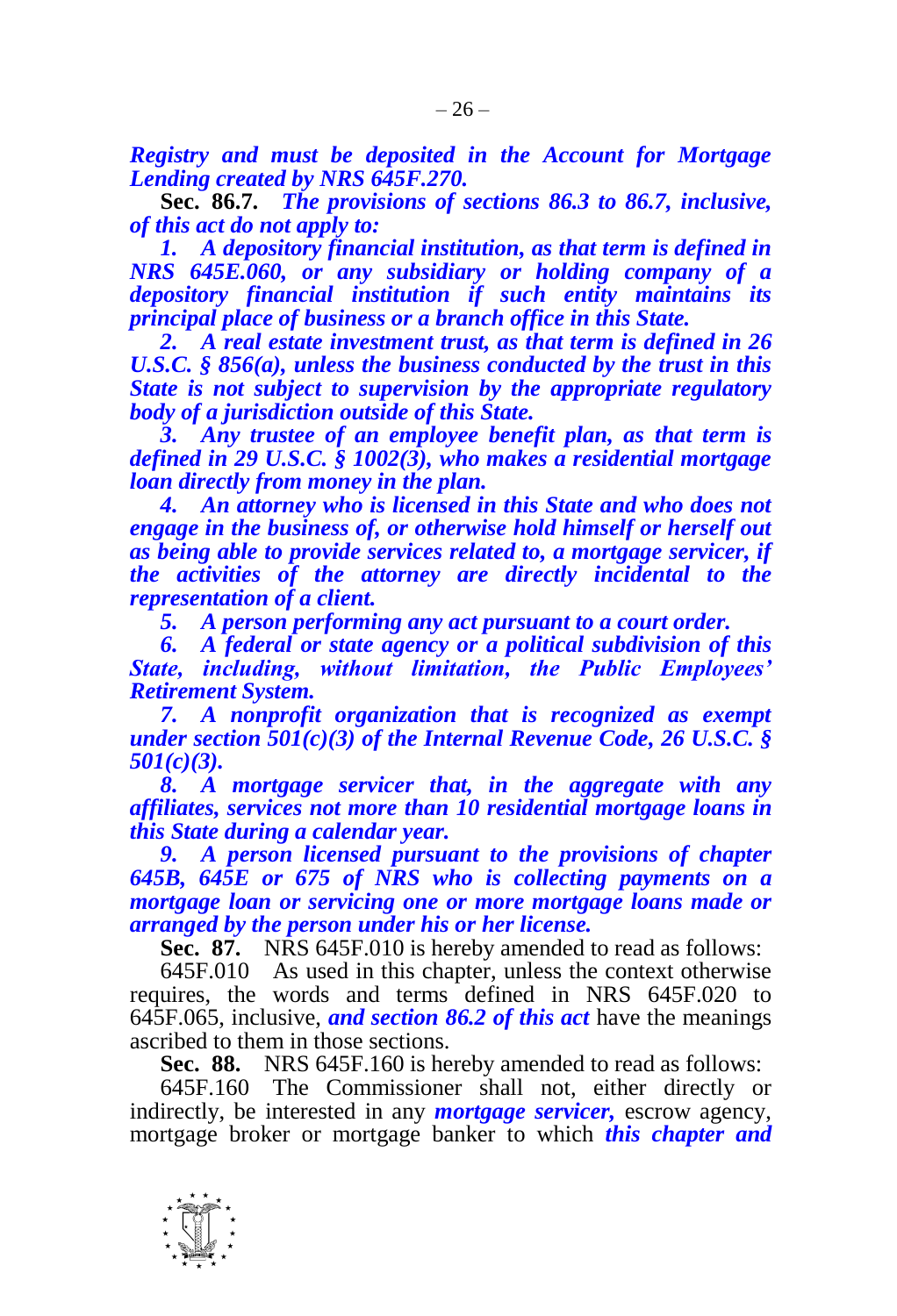***Registry and must be deposited in the Account for Mortgage Lending created by NRS 645F.270.***

**Sec. 86.7.** ***The provisions of sections 86.3 to 86.7, inclusive, of this act do not apply to:***

***1. A depository financial institution, as that term is defined in NRS 645E.060, or any subsidiary or holding company of a depository financial institution if such entity maintains its principal place of business or a branch office in this State.***

***2. A real estate investment trust, as that term is defined in 26 U.S.C. § 856(a), unless the business conducted by the trust in this State is not subject to supervision by the appropriate regulatory body of a jurisdiction outside of this State.***

***3. Any trustee of an employee benefit plan, as that term is defined in 29 U.S.C. § 1002(3), who makes a residential mortgage loan directly from money in the plan.***

***4. An attorney who is licensed in this State and who does not engage in the business of, or otherwise hold himself or herself out as being able to provide services related to, a mortgage servicer, if the activities of the attorney are directly incidental to the representation of a client.***

***5. A person performing any act pursuant to a court order.***

***6. A federal or state agency or a political subdivision of this State, including, without limitation, the Public Employees' Retirement System.***

***7. A nonprofit organization that is recognized as exempt under section 501(c)(3) of the Internal Revenue Code, 26 U.S.C. § 501(c)(3).***

***8. A mortgage servicer that, in the aggregate with any affiliates, services not more than 10 residential mortgage loans in this State during a calendar year.***

***9. A person licensed pursuant to the provisions of chapter 645B, 645E or 675 of NRS who is collecting payments on a mortgage loan or servicing one or more mortgage loans made or arranged by the person under his or her license.***

**Sec. 87.** NRS 645F.010 is hereby amended to read as follows:

645F.010 As used in this chapter, unless the context otherwise requires, the words and terms defined in NRS 645F.020 to 645F.065, inclusive, ***and section 86.2 of this act*** have the meanings ascribed to them in those sections.

**Sec. 88.** NRS 645F.160 is hereby amended to read as follows:

645F.160 The Commissioner shall not, either directly or indirectly, be interested in any ***mortgage servicer,*** escrow agency, mortgage broker or mortgage banker to which ***this chapter and***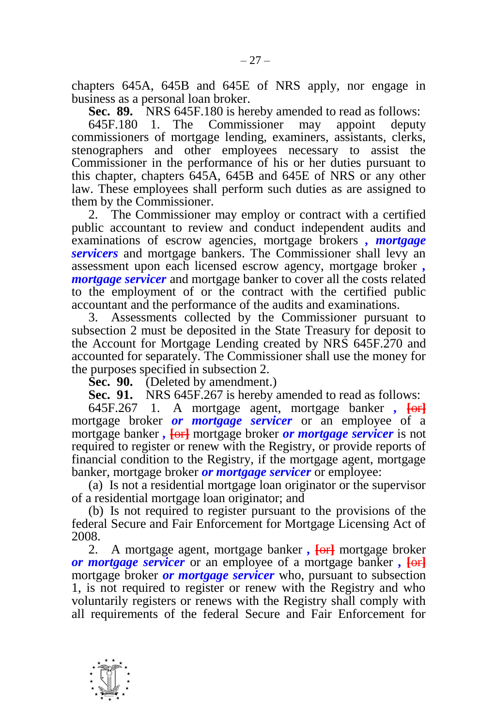chapters 645A, 645B and 645E of NRS apply, nor engage in business as a personal loan broker.

**Sec. 89.** NRS 645F.180 is hereby amended to read as follows:

645F.180 1. The Commissioner may appoint deputy commissioners of mortgage lending, examiners, assistants, clerks, stenographers and other employees necessary to assist the Commissioner in the performance of his or her duties pursuant to this chapter, chapters 645A, 645B and 645E of NRS or any other law. These employees shall perform such duties as are assigned to them by the Commissioner.

2. The Commissioner may employ or contract with a certified public accountant to review and conduct independent audits and examinations of escrow agencies, mortgage brokers ***, mortgage servicers*** and mortgage bankers. The Commissioner shall levy an assessment upon each licensed escrow agency, mortgage broker ***, mortgage servicer*** and mortgage banker to cover all the costs related to the employment of or the contract with the certified public accountant and the performance of the audits and examinations.

3. Assessments collected by the Commissioner pursuant to subsection 2 must be deposited in the State Treasury for deposit to the Account for Mortgage Lending created by NRS 645F.270 and accounted for separately. The Commissioner shall use the money for the purposes specified in subsection 2.

**Sec. 90.** (Deleted by amendment.)

**Sec. 91.** NRS 645F.267 is hereby amended to read as follows:

645F.267 1. A mortgage agent, mortgage banker ***,*** [or] mortgage broker ***or mortgage servicer*** or an employee of a mortgage banker ***,*** [or] mortgage broker ***or mortgage servicer*** is not required to register or renew with the Registry, or provide reports of financial condition to the Registry, if the mortgage agent, mortgage banker, mortgage broker ***or mortgage servicer*** or employee:

(a) Is not a residential mortgage loan originator or the supervisor of a residential mortgage loan originator; and

(b) Is not required to register pursuant to the provisions of the federal Secure and Fair Enforcement for Mortgage Licensing Act of 2008.

2. A mortgage agent, mortgage banker ***,*** [or] mortgage broker ***or mortgage servicer*** or an employee of a mortgage banker ***,*** [or] mortgage broker ***or mortgage servicer*** who, pursuant to subsection 1, is not required to register or renew with the Registry and who voluntarily registers or renews with the Registry shall comply with all requirements of the federal Secure and Fair Enforcement for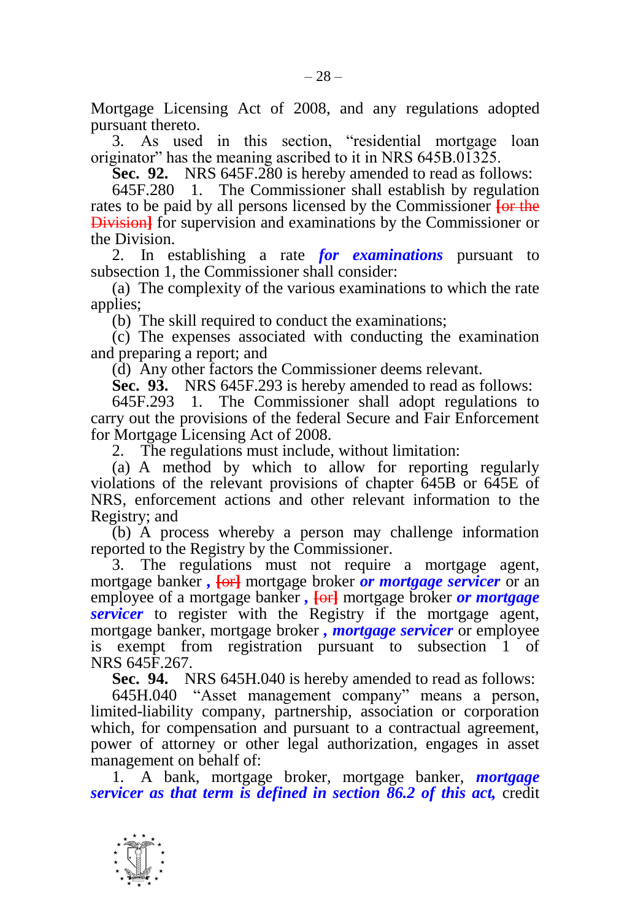Mortgage Licensing Act of 2008, and any regulations adopted pursuant thereto.

3. As used in this section, "residential mortgage loan originator" has the meaning ascribed to it in NRS 645B.01325.

**Sec. 92.** NRS 645F.280 is hereby amended to read as follows:

645F.280 1. The Commissioner shall establish by regulation rates to be paid by all persons licensed by the Commissioner ~~[or the Division]~~ for supervision and examinations by the Commissioner or the Division.

2. In establishing a rate ***for examinations*** pursuant to subsection 1, the Commissioner shall consider:

(a) The complexity of the various examinations to which the rate applies;

(b) The skill required to conduct the examinations;

(c) The expenses associated with conducting the examination and preparing a report; and

(d) Any other factors the Commissioner deems relevant.

**Sec. 93.** NRS 645F.293 is hereby amended to read as follows:

645F.293 1. The Commissioner shall adopt regulations to carry out the provisions of the federal Secure and Fair Enforcement for Mortgage Licensing Act of 2008.

2. The regulations must include, without limitation:

(a) A method by which to allow for reporting regularly violations of the relevant provisions of chapter 645B or 645E of NRS, enforcement actions and other relevant information to the Registry; and

(b) A process whereby a person may challenge information reported to the Registry by the Commissioner.

3. The regulations must not require a mortgage agent, mortgage banker ***,*** ~~[or]~~ mortgage broker ***or mortgage servicer*** or an employee of a mortgage banker ***,*** ~~[or]~~ mortgage broker ***or mortgage servicer*** to register with the Registry if the mortgage agent, mortgage banker, mortgage broker ***, mortgage servicer*** or employee is exempt from registration pursuant to subsection 1 of NRS 645F.267.

**Sec. 94.** NRS 645H.040 is hereby amended to read as follows:

645H.040 "Asset management company" means a person, limited-liability company, partnership, association or corporation which, for compensation and pursuant to a contractual agreement, power of attorney or other legal authorization, engages in asset management on behalf of:

1. A bank, mortgage broker, mortgage banker, ***mortgage servicer as that term is defined in section 86.2 of this act,*** credit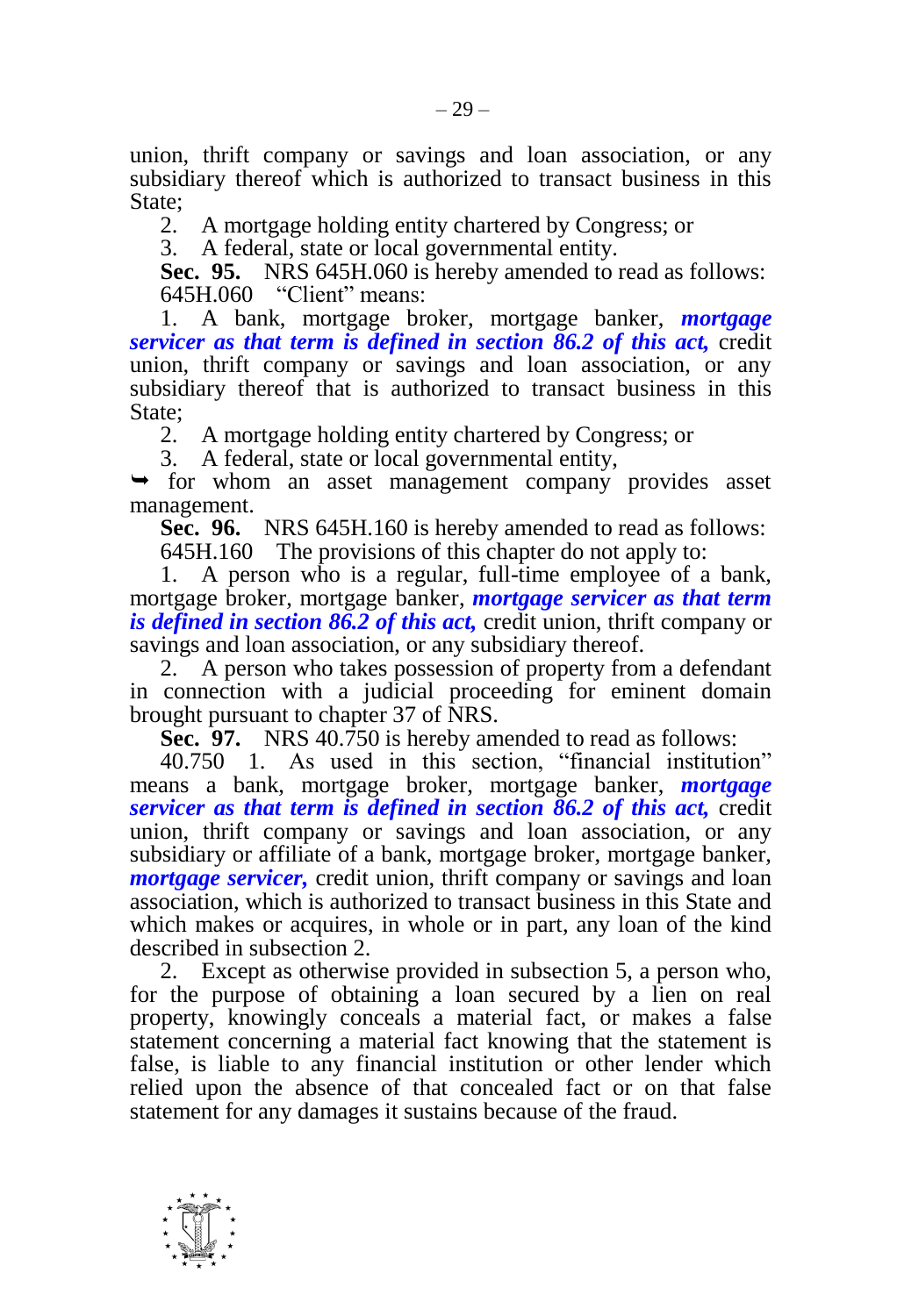union, thrift company or savings and loan association, or any subsidiary thereof which is authorized to transact business in this State;

2. A mortgage holding entity chartered by Congress; or

3. A federal, state or local governmental entity.

**Sec. 95.** NRS 645H.060 is hereby amended to read as follows:

645H.060 "Client" means:

1. A bank, mortgage broker, mortgage banker, ***mortgage servicer as that term is defined in section 86.2 of this act,*** credit union, thrift company or savings and loan association, or any subsidiary thereof that is authorized to transact business in this State;

2. A mortgage holding entity chartered by Congress; or

3. A federal, state or local governmental entity,

➥ for whom an asset management company provides asset management.

**Sec. 96.** NRS 645H.160 is hereby amended to read as follows:

645H.160 The provisions of this chapter do not apply to:

1. A person who is a regular, full-time employee of a bank, mortgage broker, mortgage banker, ***mortgage servicer as that term is defined in section 86.2 of this act,*** credit union, thrift company or savings and loan association, or any subsidiary thereof.

2. A person who takes possession of property from a defendant in connection with a judicial proceeding for eminent domain brought pursuant to chapter 37 of NRS.

**Sec. 97.** NRS 40.750 is hereby amended to read as follows:

40.750 1. As used in this section, "financial institution" means a bank, mortgage broker, mortgage banker, ***mortgage servicer as that term is defined in section 86.2 of this act,*** credit union, thrift company or savings and loan association, or any subsidiary or affiliate of a bank, mortgage broker, mortgage banker, ***mortgage servicer,*** credit union, thrift company or savings and loan association, which is authorized to transact business in this State and which makes or acquires, in whole or in part, any loan of the kind described in subsection 2.

2. Except as otherwise provided in subsection 5, a person who, for the purpose of obtaining a loan secured by a lien on real property, knowingly conceals a material fact, or makes a false statement concerning a material fact knowing that the statement is false, is liable to any financial institution or other lender which relied upon the absence of that concealed fact or on that false statement for any damages it sustains because of the fraud.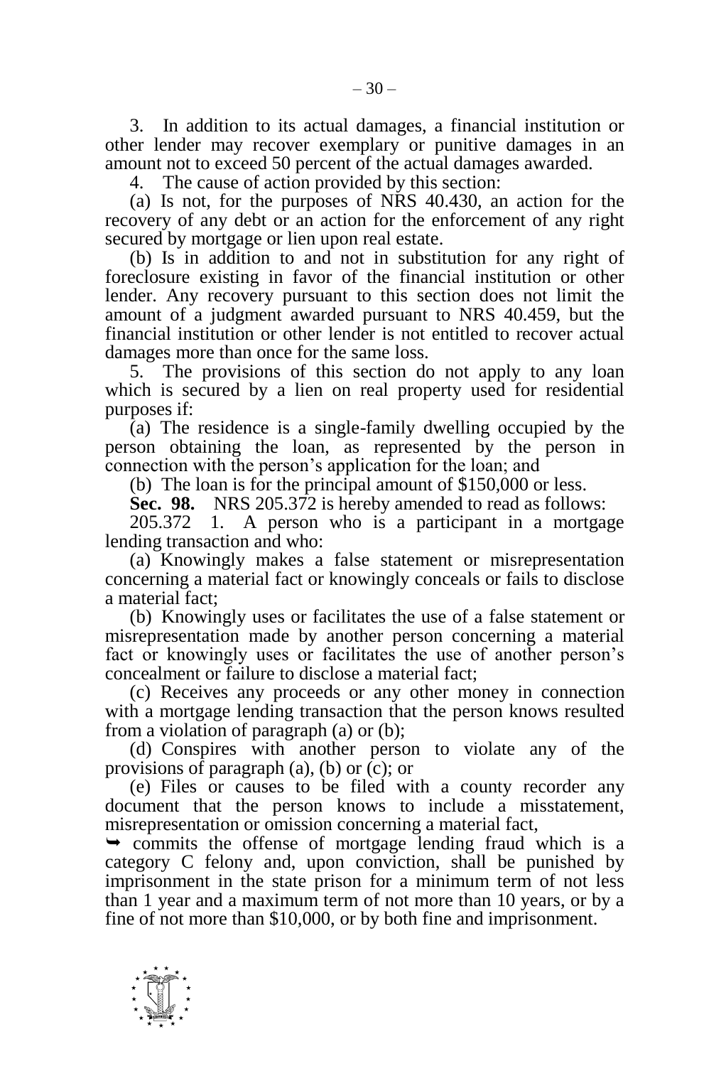3. In addition to its actual damages, a financial institution or other lender may recover exemplary or punitive damages in an amount not to exceed 50 percent of the actual damages awarded.

4. The cause of action provided by this section:

(a) Is not, for the purposes of NRS 40.430, an action for the recovery of any debt or an action for the enforcement of any right secured by mortgage or lien upon real estate.

(b) Is in addition to and not in substitution for any right of foreclosure existing in favor of the financial institution or other lender. Any recovery pursuant to this section does not limit the amount of a judgment awarded pursuant to NRS 40.459, but the financial institution or other lender is not entitled to recover actual damages more than once for the same loss.

5. The provisions of this section do not apply to any loan which is secured by a lien on real property used for residential purposes if:

(a) The residence is a single-family dwelling occupied by the person obtaining the loan, as represented by the person in connection with the person's application for the loan; and

(b) The loan is for the principal amount of $150,000 or less.

**Sec. 98.** NRS 205.372 is hereby amended to read as follows:

205.372 1. A person who is a participant in a mortgage lending transaction and who:

(a) Knowingly makes a false statement or misrepresentation concerning a material fact or knowingly conceals or fails to disclose a material fact;

(b) Knowingly uses or facilitates the use of a false statement or misrepresentation made by another person concerning a material fact or knowingly uses or facilitates the use of another person's concealment or failure to disclose a material fact;

(c) Receives any proceeds or any other money in connection with a mortgage lending transaction that the person knows resulted from a violation of paragraph (a) or (b);

(d) Conspires with another person to violate any of the provisions of paragraph (a), (b) or (c); or

(e) Files or causes to be filed with a county recorder any document that the person knows to include a misstatement, misrepresentation or omission concerning a material fact,

➥ commits the offense of mortgage lending fraud which is a category C felony and, upon conviction, shall be punished by imprisonment in the state prison for a minimum term of not less than 1 year and a maximum term of not more than 10 years, or by a fine of not more than $10,000, or by both fine and imprisonment.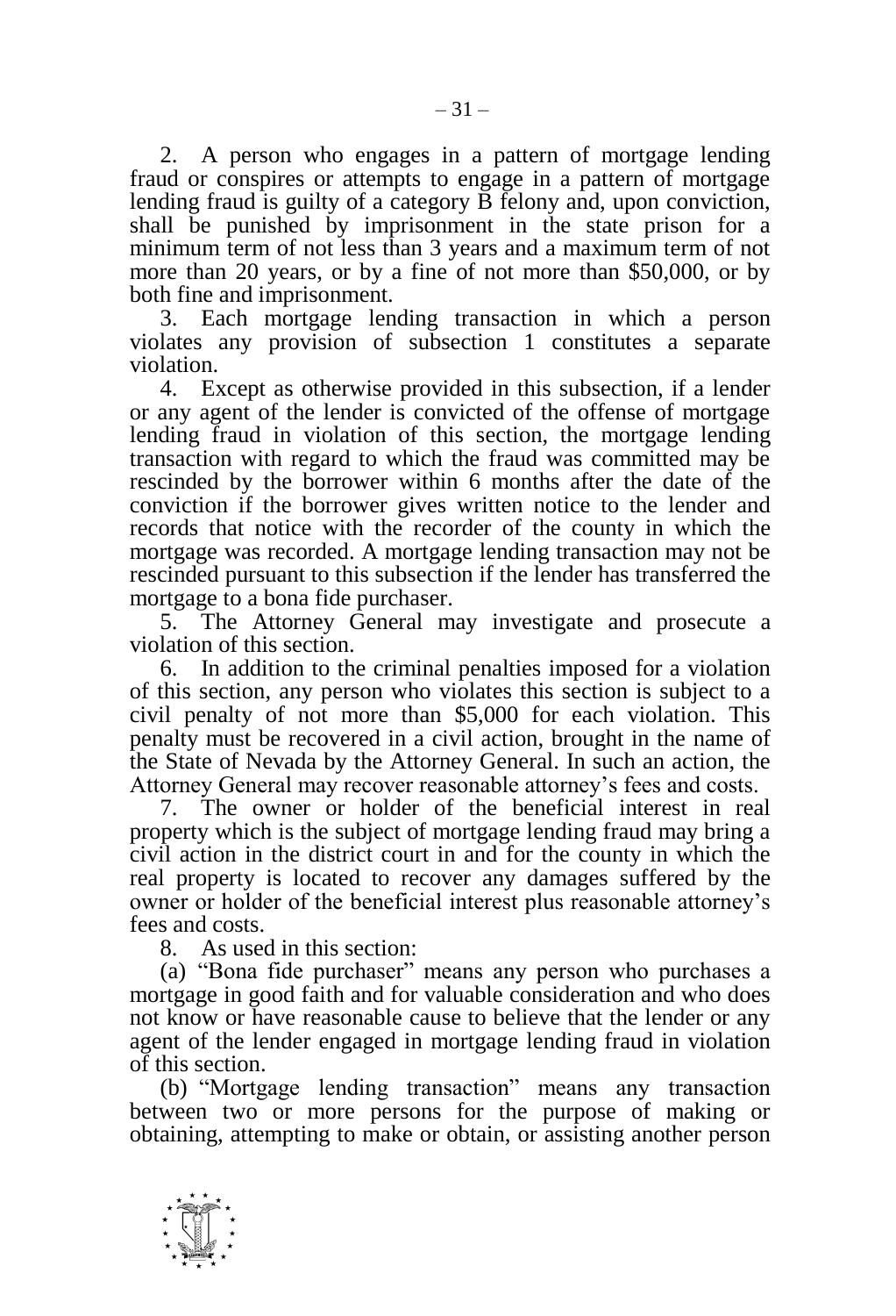2. A person who engages in a pattern of mortgage lending fraud or conspires or attempts to engage in a pattern of mortgage lending fraud is guilty of a category B felony and, upon conviction, shall be punished by imprisonment in the state prison for a minimum term of not less than 3 years and a maximum term of not more than 20 years, or by a fine of not more than $50,000, or by both fine and imprisonment.

3. Each mortgage lending transaction in which a person violates any provision of subsection 1 constitutes a separate violation.

4. Except as otherwise provided in this subsection, if a lender or any agent of the lender is convicted of the offense of mortgage lending fraud in violation of this section, the mortgage lending transaction with regard to which the fraud was committed may be rescinded by the borrower within 6 months after the date of the conviction if the borrower gives written notice to the lender and records that notice with the recorder of the county in which the mortgage was recorded. A mortgage lending transaction may not be rescinded pursuant to this subsection if the lender has transferred the mortgage to a bona fide purchaser.

5. The Attorney General may investigate and prosecute a violation of this section.

6. In addition to the criminal penalties imposed for a violation of this section, any person who violates this section is subject to a civil penalty of not more than $5,000 for each violation. This penalty must be recovered in a civil action, brought in the name of the State of Nevada by the Attorney General. In such an action, the Attorney General may recover reasonable attorney's fees and costs.

7. The owner or holder of the beneficial interest in real property which is the subject of mortgage lending fraud may bring a civil action in the district court in and for the county in which the real property is located to recover any damages suffered by the owner or holder of the beneficial interest plus reasonable attorney's fees and costs.

8. As used in this section:

(a) "Bona fide purchaser" means any person who purchases a mortgage in good faith and for valuable consideration and who does not know or have reasonable cause to believe that the lender or any agent of the lender engaged in mortgage lending fraud in violation of this section.

(b) "Mortgage lending transaction" means any transaction between two or more persons for the purpose of making or obtaining, attempting to make or obtain, or assisting another person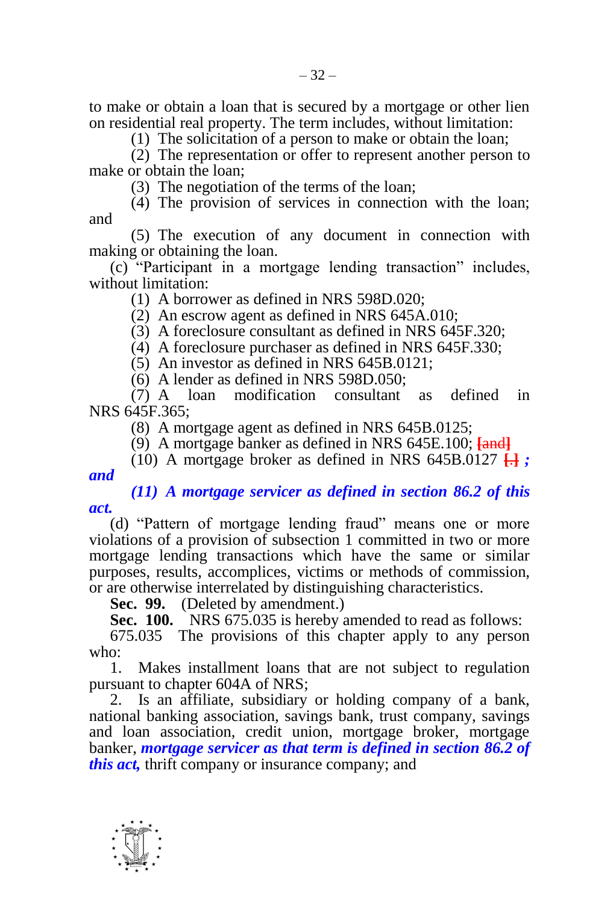to make or obtain a loan that is secured by a mortgage or other lien on residential real property. The term includes, without limitation:

(1) The solicitation of a person to make or obtain the loan;

(2) The representation or offer to represent another person to make or obtain the loan;

(3) The negotiation of the terms of the loan;

(4) The provision of services in connection with the loan; and

(5) The execution of any document in connection with making or obtaining the loan.

(c) "Participant in a mortgage lending transaction" includes, without limitation:

(1) A borrower as defined in NRS 598D.020;

(2) An escrow agent as defined in NRS 645A.010;

(3) A foreclosure consultant as defined in NRS 645F.320;

(4) A foreclosure purchaser as defined in NRS 645F.330;

(5) An investor as defined in NRS 645B.0121;

(6) A lender as defined in NRS 598D.050;

(7) A loan modification consultant as defined in NRS 645F.365;

(8) A mortgage agent as defined in NRS 645B.0125;

(9) A mortgage banker as defined in NRS 645E.100; ~~[and]~~

(10) A mortgage broker as defined in NRS 645B.0127 ~~[.]~~ ***; and***

***(11) A mortgage servicer as defined in section 86.2 of this act.***

(d) "Pattern of mortgage lending fraud" means one or more violations of a provision of subsection 1 committed in two or more mortgage lending transactions which have the same or similar purposes, results, accomplices, victims or methods of commission, or are otherwise interrelated by distinguishing characteristics.

**Sec. 99.** (Deleted by amendment.)

**Sec. 100.** NRS 675.035 is hereby amended to read as follows:

675.035 The provisions of this chapter apply to any person who:

1. Makes installment loans that are not subject to regulation pursuant to chapter 604A of NRS;

2. Is an affiliate, subsidiary or holding company of a bank, national banking association, savings bank, trust company, savings and loan association, credit union, mortgage broker, mortgage banker, ***mortgage servicer as that term is defined in section 86.2 of this act,*** thrift company or insurance company; and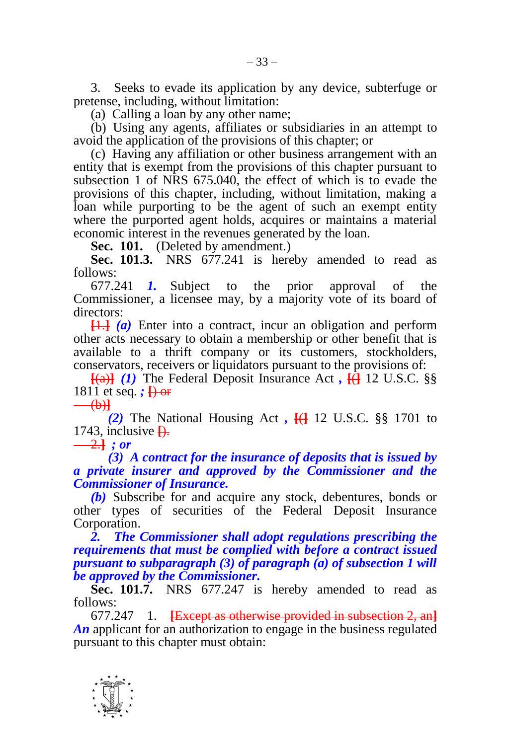3. Seeks to evade its application by any device, subterfuge or pretense, including, without limitation:

(a) Calling a loan by any other name;

(b) Using any agents, affiliates or subsidiaries in an attempt to avoid the application of the provisions of this chapter; or

(c) Having any affiliation or other business arrangement with an entity that is exempt from the provisions of this chapter pursuant to subsection 1 of NRS 675.040, the effect of which is to evade the provisions of this chapter, including, without limitation, making a loan while purporting to be the agent of such an exempt entity where the purported agent holds, acquires or maintains a material economic interest in the revenues generated by the loan.

**Sec. 101.** (Deleted by amendment.)

**Sec. 101.3.** NRS 677.241 is hereby amended to read as follows:

677.241 ***1.*** Subject to the prior approval of the Commissioner, a licensee may, by a majority vote of its board of directors:

~~[1.]~~ ***(a)*** Enter into a contract, incur an obligation and perform other acts necessary to obtain a membership or other benefit that is available to a thrift company or its customers, stockholders, conservators, receivers or liquidators pursuant to the provisions of:

~~[(a)]~~ ***(1)*** The Federal Deposit Insurance Act ***,*** ~~[(]~~ 12 U.S.C. §§ 1811 et seq. ***;*** ~~[) or~~

~~(b)]~~

***(2)*** The National Housing Act ***,*** ~~[(]~~ 12 U.S.C. §§ 1701 to 1743, inclusive ~~[).~~

~~2.]~~ ***; or***

***(3) A contract for the insurance of deposits that is issued by a private insurer and approved by the Commissioner and the Commissioner of Insurance.***

***(b)*** Subscribe for and acquire any stock, debentures, bonds or other types of securities of the Federal Deposit Insurance Corporation.

***2. The Commissioner shall adopt regulations prescribing the requirements that must be complied with before a contract issued pursuant to subparagraph (3) of paragraph (a) of subsection 1 will be approved by the Commissioner.***

**Sec. 101.7.** NRS 677.247 is hereby amended to read as follows:

677.247 1. ~~[Except as otherwise provided in subsection 2, an]~~ ***An*** applicant for an authorization to engage in the business regulated pursuant to this chapter must obtain: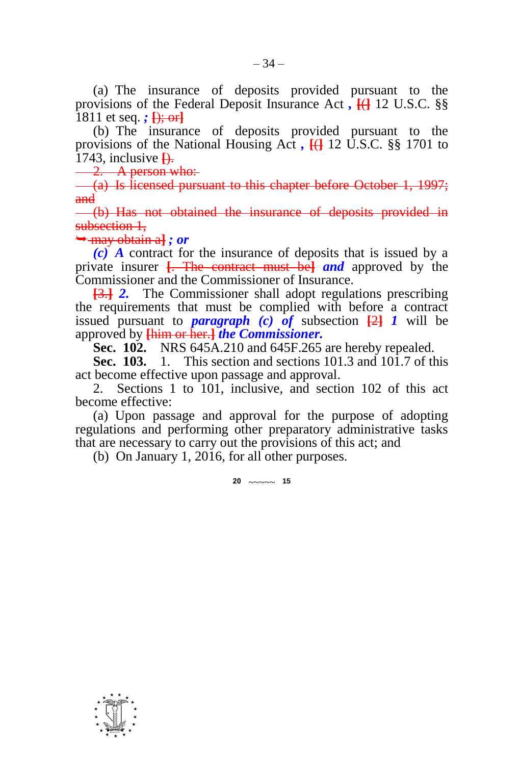(a) The insurance of deposits provided pursuant to the provisions of the Federal Deposit Insurance Act ***,*** ~~[(]~~ 12 U.S.C. §§ 1811 et seq. ***;*** ~~[); or]~~

(b) The insurance of deposits provided pursuant to the provisions of the National Housing Act ***,*** ~~[(]~~ 12 U.S.C. §§ 1701 to 1743, inclusive ~~[).~~

~~2. A person who:~~

~~(a) Is licensed pursuant to this chapter before October 1, 1997; and~~

~~(b) Has not obtained the insurance of deposits provided in subsection 1,~~

~~➥ may obtain a]~~ ***; or***

***(c) A*** contract for the insurance of deposits that is issued by a private insurer ~~[. The contract must be]~~ ***and*** approved by the Commissioner and the Commissioner of Insurance.

~~[3.]~~ ***2.*** The Commissioner shall adopt regulations prescribing the requirements that must be complied with before a contract issued pursuant to ***paragraph (c) of*** subsection ~~[2]~~ ***1*** will be approved by ~~[him or her.]~~ ***the Commissioner.***

**Sec. 102.** NRS 645A.210 and 645F.265 are hereby repealed.

**Sec. 103.** 1. This section and sections 101.3 and 101.7 of this act become effective upon passage and approval.

2. Sections 1 to 101, inclusive, and section 102 of this act become effective:

(a) Upon passage and approval for the purpose of adopting regulations and performing other preparatory administrative tasks that are necessary to carry out the provisions of this act; and

(b) On January 1, 2016, for all other purposes.

**20 ~~~~~ 15**